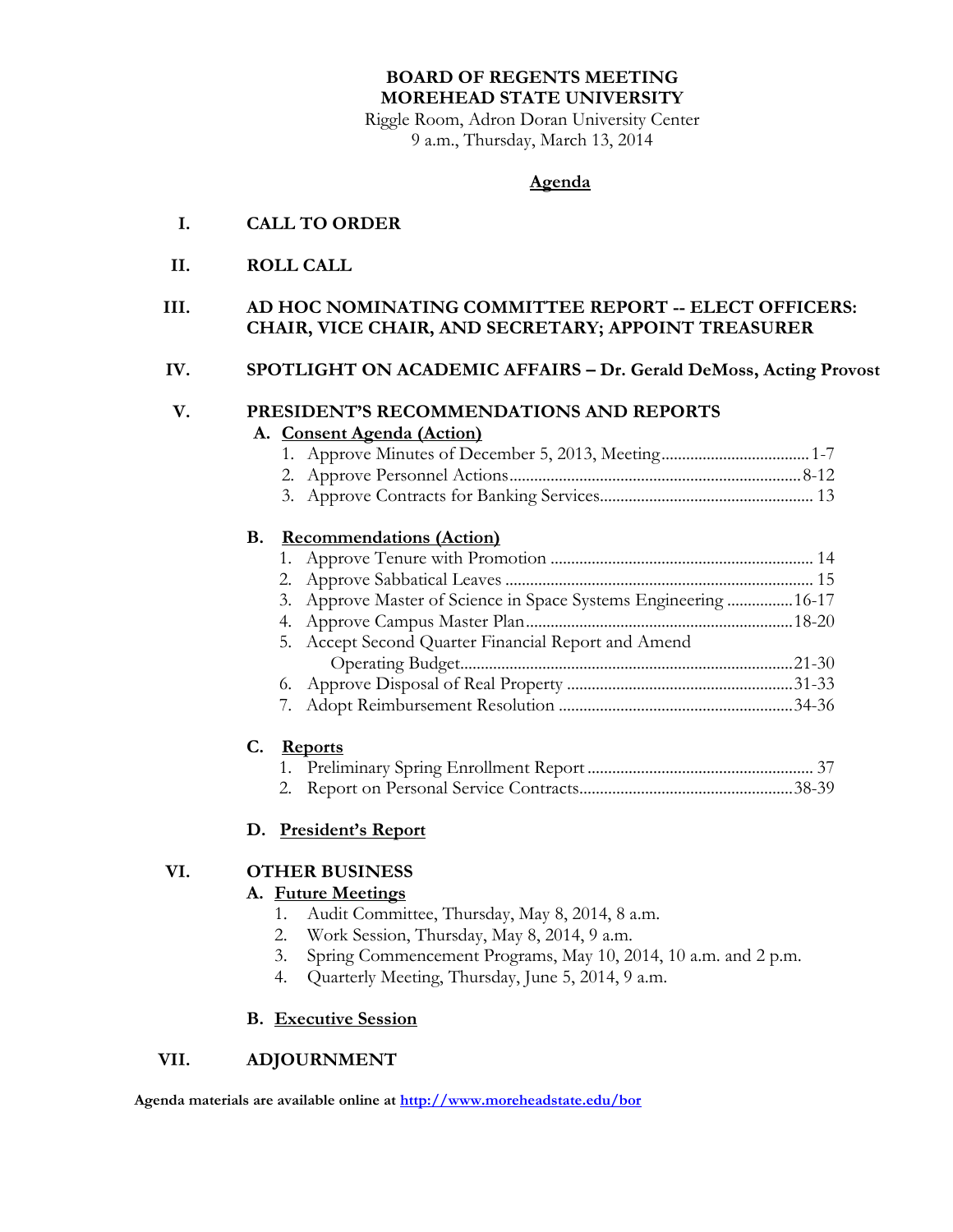# BOARD OF REGENTS MEETING
# MOREHEAD STATE UNIVERSITY

Riggle Room, Adron Doran University Center
9 a.m., Thursday, March 13, 2014

## Agenda

**I. CALL TO ORDER**

**II. ROLL CALL**

**III. AD HOC NOMINATING COMMITTEE REPORT -- ELECT OFFICERS: CHAIR, VICE CHAIR, AND SECRETARY; APPOINT TREASURER**

**IV. SPOTLIGHT ON ACADEMIC AFFAIRS – Dr. Gerald DeMoss, Acting Provost**

**V. PRESIDENT'S RECOMMENDATIONS AND REPORTS**

**A. Consent Agenda (Action)**

1. Approve Minutes of December 5, 2013, Meeting .................................... 1-7
2. Approve Personnel Actions ...................................................................... 8-12
3. Approve Contracts for Banking Services ................................................... 13

**B. Recommendations (Action)**

1. Approve Tenure with Promotion ................................................................ 14
2. Approve Sabbatical Leaves ........................................................................ 15
3. Approve Master of Science in Space Systems Engineering ................ 16-17
4. Approve Campus Master Plan ................................................................ 18-20
5. Accept Second Quarter Financial Report and Amend Operating Budget ................................................................................ 21-30
6. Approve Disposal of Real Property ....................................................... 31-33
7. Adopt Reimbursement Resolution ......................................................... 34-36

**C. Reports**

1. Preliminary Spring Enrollment Report ....................................................... 37
2. Report on Personal Service Contracts .................................................... 38-39

**D. President's Report**

**VI. OTHER BUSINESS**

**A. Future Meetings**

1. Audit Committee, Thursday, May 8, 2014, 8 a.m.
2. Work Session, Thursday, May 8, 2014, 9 a.m.
3. Spring Commencement Programs, May 10, 2014, 10 a.m. and 2 p.m.
4. Quarterly Meeting, Thursday, June 5, 2014, 9 a.m.

**B. Executive Session**

**VII. ADJOURNMENT**

**Agenda materials are available online at http://www.moreheadstate.edu/bor**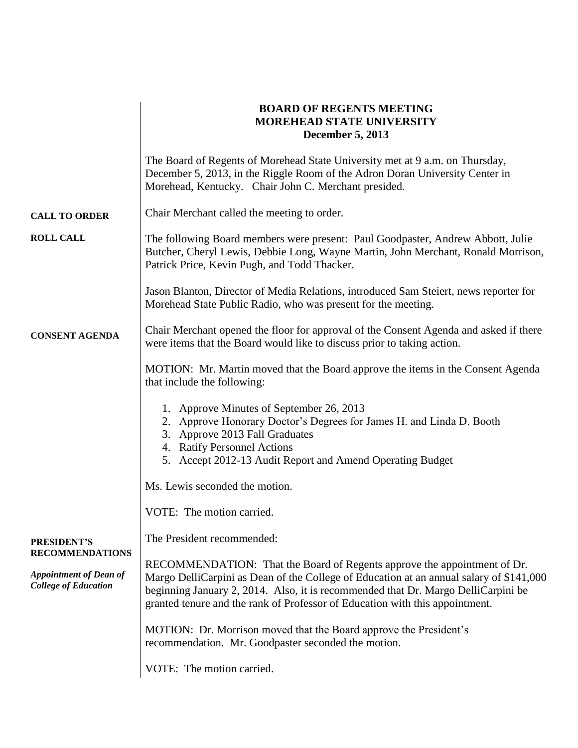# BOARD OF REGENTS MEETING
# MOREHEAD STATE UNIVERSITY
## December 5, 2013

The Board of Regents of Morehead State University met at 9 a.m. on Thursday, December 5, 2013, in the Riggle Room of the Adron Doran University Center in Morehead, Kentucky. Chair John C. Merchant presided.

**CALL TO ORDER**

Chair Merchant called the meeting to order.

**ROLL CALL**

The following Board members were present: Paul Goodpaster, Andrew Abbott, Julie Butcher, Cheryl Lewis, Debbie Long, Wayne Martin, John Merchant, Ronald Morrison, Patrick Price, Kevin Pugh, and Todd Thacker.

Jason Blanton, Director of Media Relations, introduced Sam Steiert, news reporter for Morehead State Public Radio, who was present for the meeting.

**CONSENT AGENDA**

Chair Merchant opened the floor for approval of the Consent Agenda and asked if there were items that the Board would like to discuss prior to taking action.

MOTION: Mr. Martin moved that the Board approve the items in the Consent Agenda that include the following:

1. Approve Minutes of September 26, 2013
2. Approve Honorary Doctor's Degrees for James H. and Linda D. Booth
3. Approve 2013 Fall Graduates
4. Ratify Personnel Actions
5. Accept 2012-13 Audit Report and Amend Operating Budget

Ms. Lewis seconded the motion.

VOTE: The motion carried.

**PRESIDENT'S RECOMMENDATIONS**

The President recommended:

***Appointment of Dean of College of Education***

RECOMMENDATION: That the Board of Regents approve the appointment of Dr. Margo DelliCarpini as Dean of the College of Education at an annual salary of $141,000 beginning January 2, 2014. Also, it is recommended that Dr. Margo DelliCarpini be granted tenure and the rank of Professor of Education with this appointment.

MOTION: Dr. Morrison moved that the Board approve the President's recommendation. Mr. Goodpaster seconded the motion.

VOTE: The motion carried.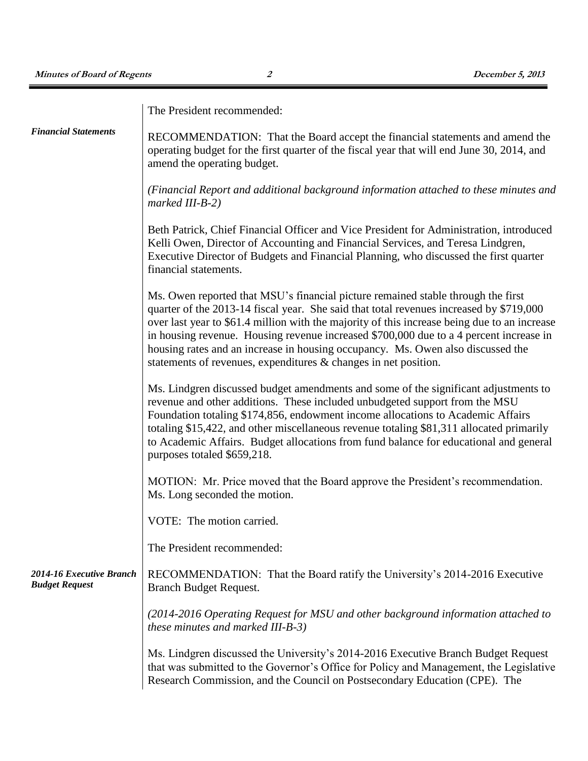The President recommended:

***Financial Statements***

RECOMMENDATION: That the Board accept the financial statements and amend the operating budget for the first quarter of the fiscal year that will end June 30, 2014, and amend the operating budget.

*(Financial Report and additional background information attached to these minutes and marked III-B-2)*

Beth Patrick, Chief Financial Officer and Vice President for Administration, introduced Kelli Owen, Director of Accounting and Financial Services, and Teresa Lindgren, Executive Director of Budgets and Financial Planning, who discussed the first quarter financial statements.

Ms. Owen reported that MSU's financial picture remained stable through the first quarter of the 2013-14 fiscal year. She said that total revenues increased by $719,000 over last year to $61.4 million with the majority of this increase being due to an increase in housing revenue. Housing revenue increased $700,000 due to a 4 percent increase in housing rates and an increase in housing occupancy. Ms. Owen also discussed the statements of revenues, expenditures & changes in net position.

Ms. Lindgren discussed budget amendments and some of the significant adjustments to revenue and other additions. These included unbudgeted support from the MSU Foundation totaling $174,856, endowment income allocations to Academic Affairs totaling $15,422, and other miscellaneous revenue totaling $81,311 allocated primarily to Academic Affairs. Budget allocations from fund balance for educational and general purposes totaled $659,218.

MOTION: Mr. Price moved that the Board approve the President's recommendation. Ms. Long seconded the motion.

VOTE: The motion carried.

The President recommended:

***2014-16 Executive Branch Budget Request***

RECOMMENDATION: That the Board ratify the University's 2014-2016 Executive Branch Budget Request.

*(2014-2016 Operating Request for MSU and other background information attached to these minutes and marked III-B-3)*

Ms. Lindgren discussed the University's 2014-2016 Executive Branch Budget Request that was submitted to the Governor's Office for Policy and Management, the Legislative Research Commission, and the Council on Postsecondary Education (CPE). The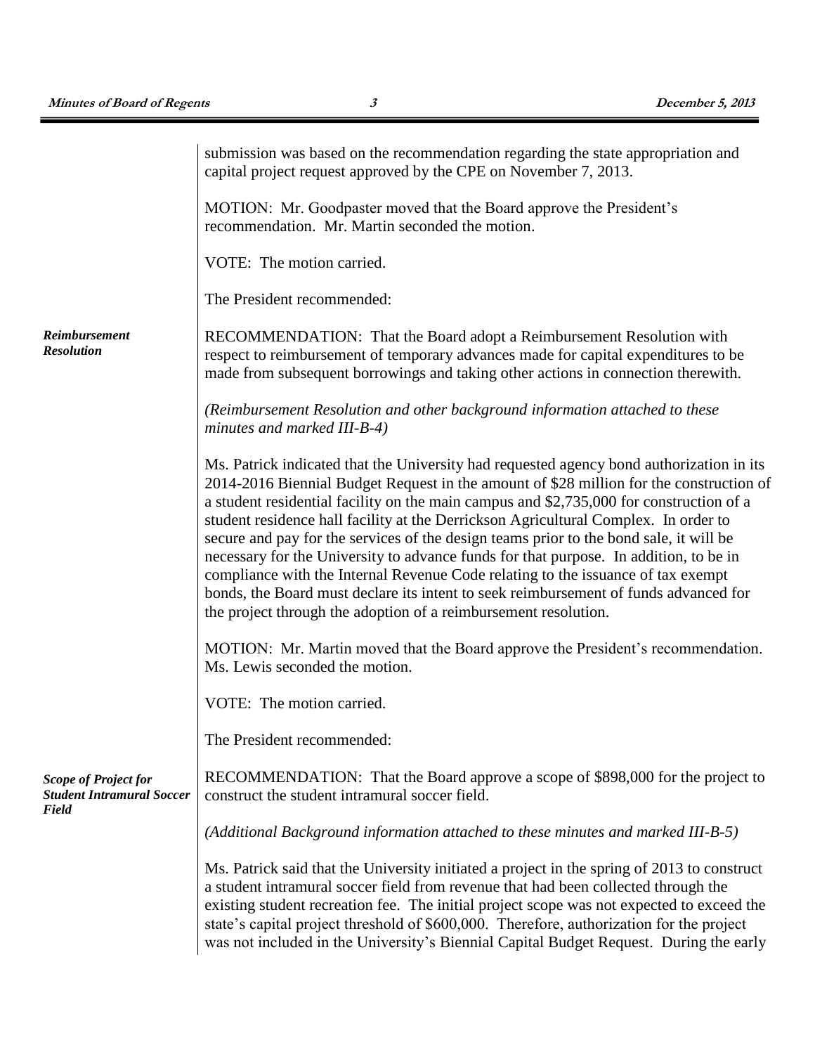submission was based on the recommendation regarding the state appropriation and capital project request approved by the CPE on November 7, 2013.

MOTION: Mr. Goodpaster moved that the Board approve the President's recommendation. Mr. Martin seconded the motion.

VOTE: The motion carried.

The President recommended:

***Reimbursement Resolution***

RECOMMENDATION: That the Board adopt a Reimbursement Resolution with respect to reimbursement of temporary advances made for capital expenditures to be made from subsequent borrowings and taking other actions in connection therewith.

*(Reimbursement Resolution and other background information attached to these minutes and marked III-B-4)*

Ms. Patrick indicated that the University had requested agency bond authorization in its 2014-2016 Biennial Budget Request in the amount of $28 million for the construction of a student residential facility on the main campus and $2,735,000 for construction of a student residence hall facility at the Derrickson Agricultural Complex. In order to secure and pay for the services of the design teams prior to the bond sale, it will be necessary for the University to advance funds for that purpose. In addition, to be in compliance with the Internal Revenue Code relating to the issuance of tax exempt bonds, the Board must declare its intent to seek reimbursement of funds advanced for the project through the adoption of a reimbursement resolution.

MOTION: Mr. Martin moved that the Board approve the President's recommendation. Ms. Lewis seconded the motion.

VOTE: The motion carried.

The President recommended:

***Scope of Project for Student Intramural Soccer Field***

RECOMMENDATION: That the Board approve a scope of $898,000 for the project to construct the student intramural soccer field.

*(Additional Background information attached to these minutes and marked III-B-5)*

Ms. Patrick said that the University initiated a project in the spring of 2013 to construct a student intramural soccer field from revenue that had been collected through the existing student recreation fee. The initial project scope was not expected to exceed the state's capital project threshold of $600,000. Therefore, authorization for the project was not included in the University's Biennial Capital Budget Request. During the early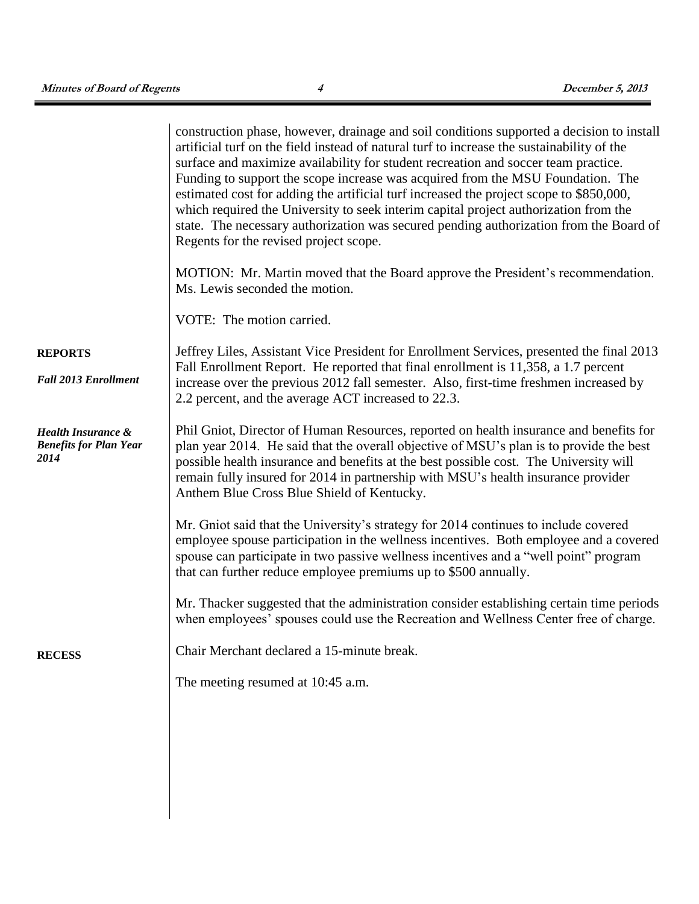construction phase, however, drainage and soil conditions supported a decision to install artificial turf on the field instead of natural turf to increase the sustainability of the surface and maximize availability for student recreation and soccer team practice. Funding to support the scope increase was acquired from the MSU Foundation. The estimated cost for adding the artificial turf increased the project scope to $850,000, which required the University to seek interim capital project authorization from the state. The necessary authorization was secured pending authorization from the Board of Regents for the revised project scope.

MOTION: Mr. Martin moved that the Board approve the President's recommendation. Ms. Lewis seconded the motion.

VOTE: The motion carried.

**REPORTS**

***Fall 2013 Enrollment***

Jeffrey Liles, Assistant Vice President for Enrollment Services, presented the final 2013 Fall Enrollment Report. He reported that final enrollment is 11,358, a 1.7 percent increase over the previous 2012 fall semester. Also, first-time freshmen increased by 2.2 percent, and the average ACT increased to 22.3.

***Health Insurance & Benefits for Plan Year 2014***

Phil Gniot, Director of Human Resources, reported on health insurance and benefits for plan year 2014. He said that the overall objective of MSU's plan is to provide the best possible health insurance and benefits at the best possible cost. The University will remain fully insured for 2014 in partnership with MSU's health insurance provider Anthem Blue Cross Blue Shield of Kentucky.

Mr. Gniot said that the University's strategy for 2014 continues to include covered employee spouse participation in the wellness incentives. Both employee and a covered spouse can participate in two passive wellness incentives and a "well point" program that can further reduce employee premiums up to $500 annually.

Mr. Thacker suggested that the administration consider establishing certain time periods when employees' spouses could use the Recreation and Wellness Center free of charge.

**RECESS**

Chair Merchant declared a 15-minute break.

The meeting resumed at 10:45 a.m.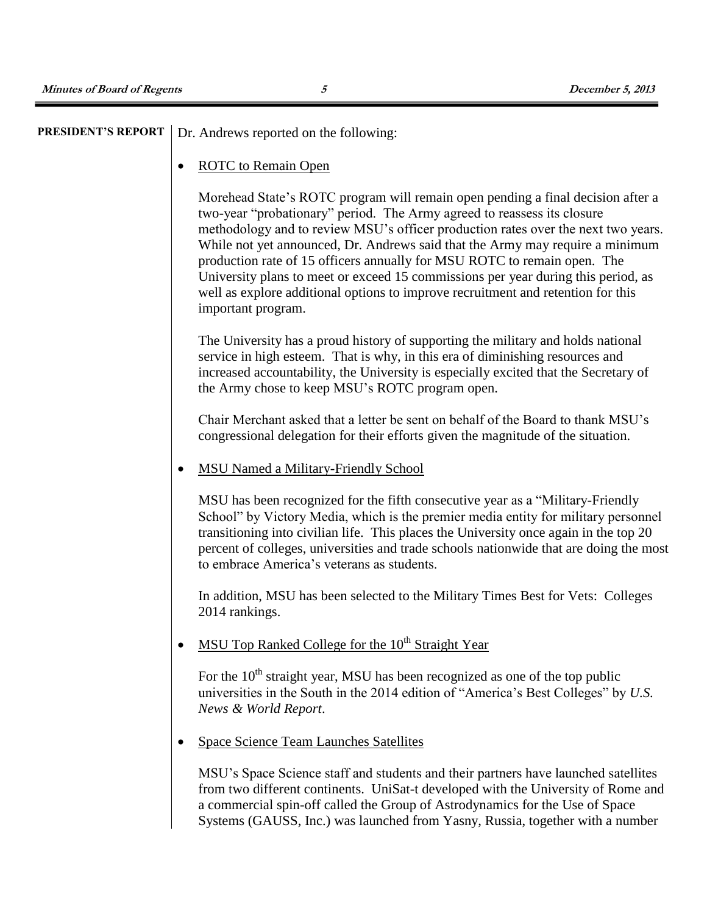**PRESIDENT'S REPORT**

Dr. Andrews reported on the following:

- <u>ROTC to Remain Open</u>

  Morehead State's ROTC program will remain open pending a final decision after a two-year "probationary" period. The Army agreed to reassess its closure methodology and to review MSU's officer production rates over the next two years. While not yet announced, Dr. Andrews said that the Army may require a minimum production rate of 15 officers annually for MSU ROTC to remain open. The University plans to meet or exceed 15 commissions per year during this period, as well as explore additional options to improve recruitment and retention for this important program.

  The University has a proud history of supporting the military and holds national service in high esteem. That is why, in this era of diminishing resources and increased accountability, the University is especially excited that the Secretary of the Army chose to keep MSU's ROTC program open.

  Chair Merchant asked that a letter be sent on behalf of the Board to thank MSU's congressional delegation for their efforts given the magnitude of the situation.

- <u>MSU Named a Military-Friendly School</u>

  MSU has been recognized for the fifth consecutive year as a "Military-Friendly School" by Victory Media, which is the premier media entity for military personnel transitioning into civilian life. This places the University once again in the top 20 percent of colleges, universities and trade schools nationwide that are doing the most to embrace America's veterans as students.

  In addition, MSU has been selected to the Military Times Best for Vets: Colleges 2014 rankings.

- <u>MSU Top Ranked College for the 10th Straight Year</u>

  For the 10th straight year, MSU has been recognized as one of the top public universities in the South in the 2014 edition of "America's Best Colleges" by *U.S. News & World Report*.

- <u>Space Science Team Launches Satellites</u>

  MSU's Space Science staff and students and their partners have launched satellites from two different continents. UniSat-t developed with the University of Rome and a commercial spin-off called the Group of Astrodynamics for the Use of Space Systems (GAUSS, Inc.) was launched from Yasny, Russia, together with a number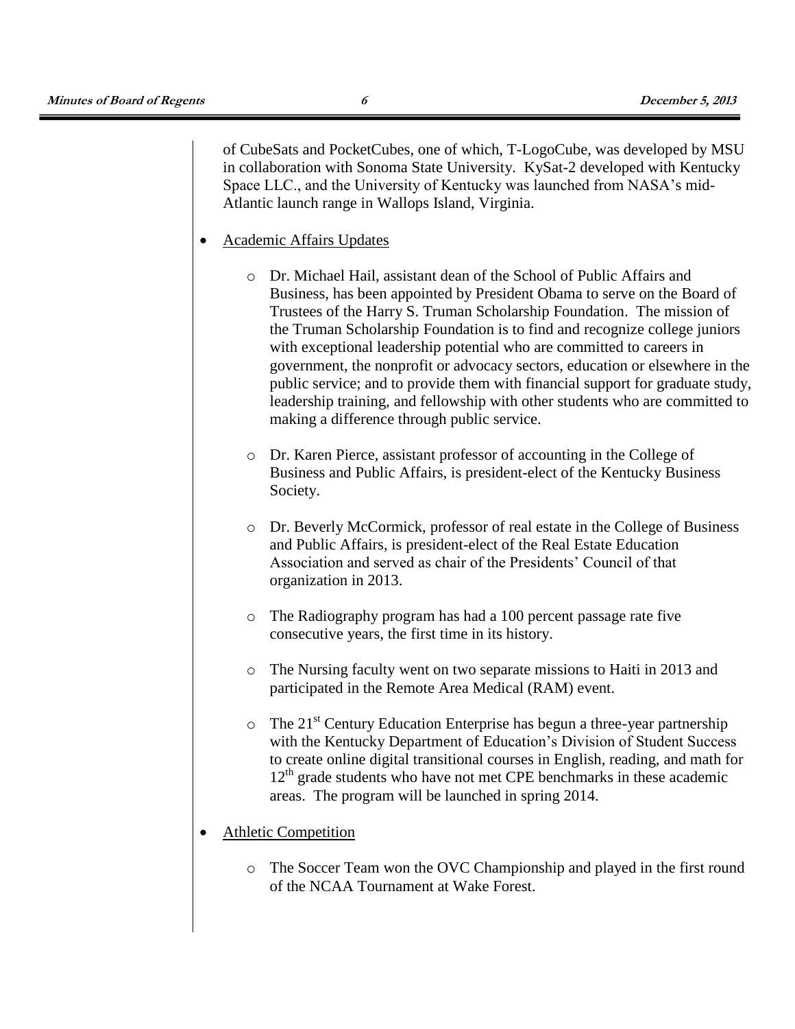of CubeSats and PocketCubes, one of which, T-LogoCube, was developed by MSU in collaboration with Sonoma State University. KySat-2 developed with Kentucky Space LLC., and the University of Kentucky was launched from NASA's mid-Atlantic launch range in Wallops Island, Virginia.

- Academic Affairs Updates

    - Dr. Michael Hail, assistant dean of the School of Public Affairs and Business, has been appointed by President Obama to serve on the Board of Trustees of the Harry S. Truman Scholarship Foundation. The mission of the Truman Scholarship Foundation is to find and recognize college juniors with exceptional leadership potential who are committed to careers in government, the nonprofit or advocacy sectors, education or elsewhere in the public service; and to provide them with financial support for graduate study, leadership training, and fellowship with other students who are committed to making a difference through public service.

    - Dr. Karen Pierce, assistant professor of accounting in the College of Business and Public Affairs, is president-elect of the Kentucky Business Society.

    - Dr. Beverly McCormick, professor of real estate in the College of Business and Public Affairs, is president-elect of the Real Estate Education Association and served as chair of the Presidents' Council of that organization in 2013.

    - The Radiography program has had a 100 percent passage rate five consecutive years, the first time in its history.

    - The Nursing faculty went on two separate missions to Haiti in 2013 and participated in the Remote Area Medical (RAM) event.

    - The 21st Century Education Enterprise has begun a three-year partnership with the Kentucky Department of Education's Division of Student Success to create online digital transitional courses in English, reading, and math for 12th grade students who have not met CPE benchmarks in these academic areas. The program will be launched in spring 2014.

- Athletic Competition

    - The Soccer Team won the OVC Championship and played in the first round of the NCAA Tournament at Wake Forest.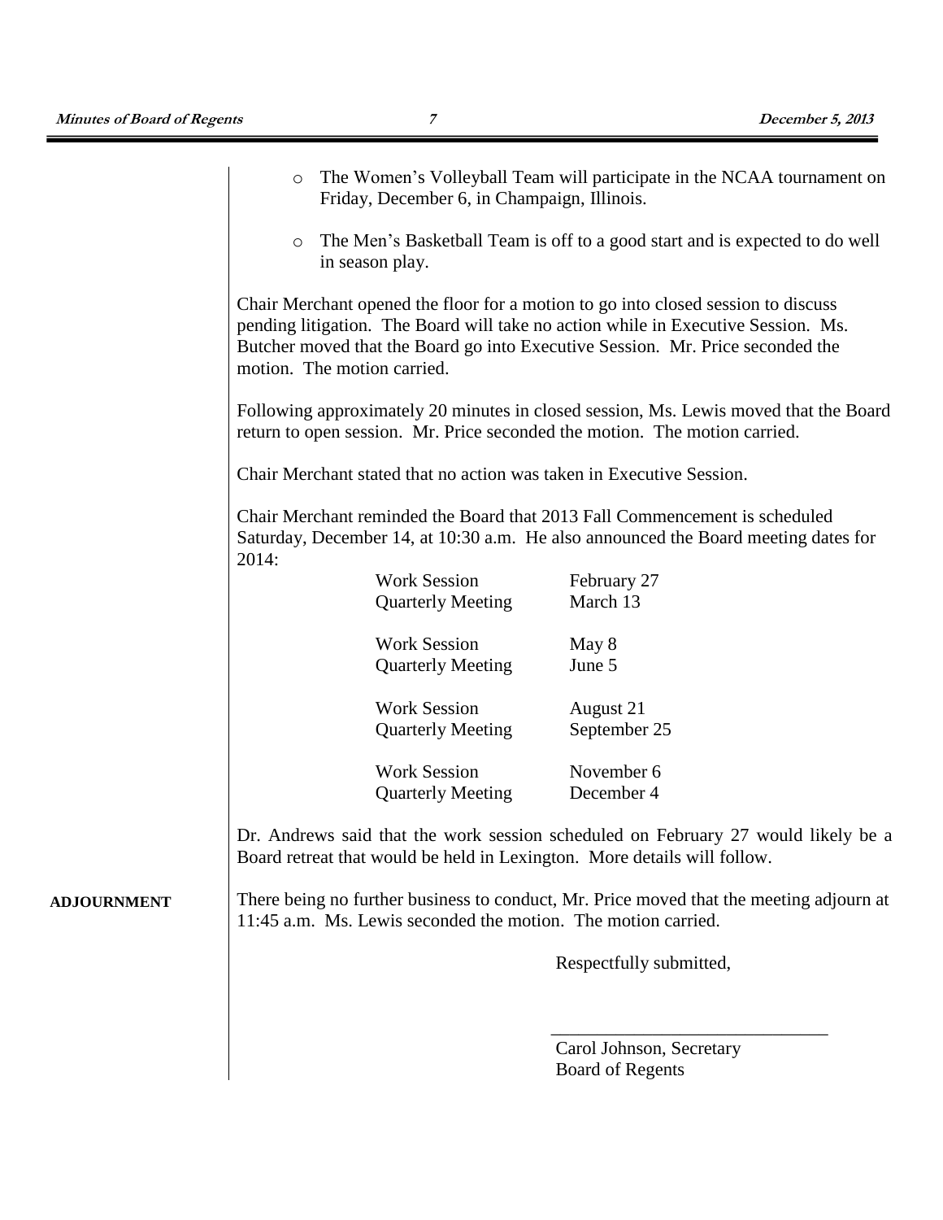- The Women's Volleyball Team will participate in the NCAA tournament on Friday, December 6, in Champaign, Illinois.

- The Men's Basketball Team is off to a good start and is expected to do well in season play.

Chair Merchant opened the floor for a motion to go into closed session to discuss pending litigation. The Board will take no action while in Executive Session. Ms. Butcher moved that the Board go into Executive Session. Mr. Price seconded the motion. The motion carried.

Following approximately 20 minutes in closed session, Ms. Lewis moved that the Board return to open session. Mr. Price seconded the motion. The motion carried.

Chair Merchant stated that no action was taken in Executive Session.

Chair Merchant reminded the Board that 2013 Fall Commencement is scheduled Saturday, December 14, at 10:30 a.m. He also announced the Board meeting dates for 2014:

| | |
|---|---|
| Work Session | February 27 |
| Quarterly Meeting | March 13 |
| Work Session | May 8 |
| Quarterly Meeting | June 5 |
| Work Session | August 21 |
| Quarterly Meeting | September 25 |
| Work Session | November 6 |
| Quarterly Meeting | December 4 |

Dr. Andrews said that the work session scheduled on February 27 would likely be a Board retreat that would be held in Lexington. More details will follow.

**ADJOURNMENT**

There being no further business to conduct, Mr. Price moved that the meeting adjourn at 11:45 a.m. Ms. Lewis seconded the motion. The motion carried.

Respectfully submitted,

\_\_\_\_\_\_\_\_\_\_\_\_\_\_\_\_\_\_\_\_\_\_\_\_\_\_\_\_\_\_\_

Carol Johnson, Secretary
Board of Regents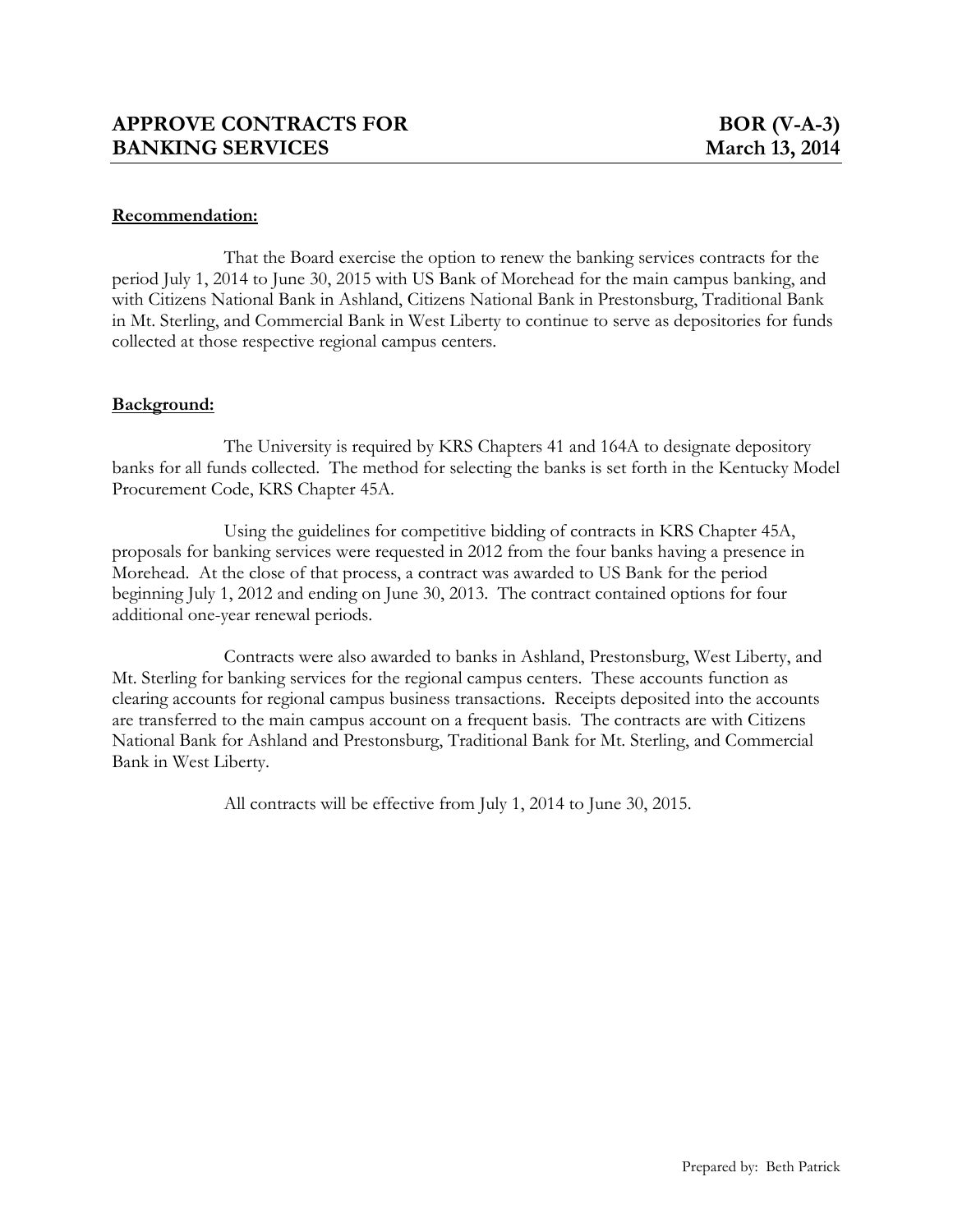# APPROVE CONTRACTS FOR BANKING SERVICES

**BOR (V-A-3)**
**March 13, 2014**

**Recommendation:**

That the Board exercise the option to renew the banking services contracts for the period July 1, 2014 to June 30, 2015 with US Bank of Morehead for the main campus banking, and with Citizens National Bank in Ashland, Citizens National Bank in Prestonsburg, Traditional Bank in Mt. Sterling, and Commercial Bank in West Liberty to continue to serve as depositories for funds collected at those respective regional campus centers.

**Background:**

The University is required by KRS Chapters 41 and 164A to designate depository banks for all funds collected. The method for selecting the banks is set forth in the Kentucky Model Procurement Code, KRS Chapter 45A.

Using the guidelines for competitive bidding of contracts in KRS Chapter 45A, proposals for banking services were requested in 2012 from the four banks having a presence in Morehead. At the close of that process, a contract was awarded to US Bank for the period beginning July 1, 2012 and ending on June 30, 2013. The contract contained options for four additional one-year renewal periods.

Contracts were also awarded to banks in Ashland, Prestonsburg, West Liberty, and Mt. Sterling for banking services for the regional campus centers. These accounts function as clearing accounts for regional campus business transactions. Receipts deposited into the accounts are transferred to the main campus account on a frequent basis. The contracts are with Citizens National Bank for Ashland and Prestonsburg, Traditional Bank for Mt. Sterling, and Commercial Bank in West Liberty.

All contracts will be effective from July 1, 2014 to June 30, 2015.

Prepared by: Beth Patrick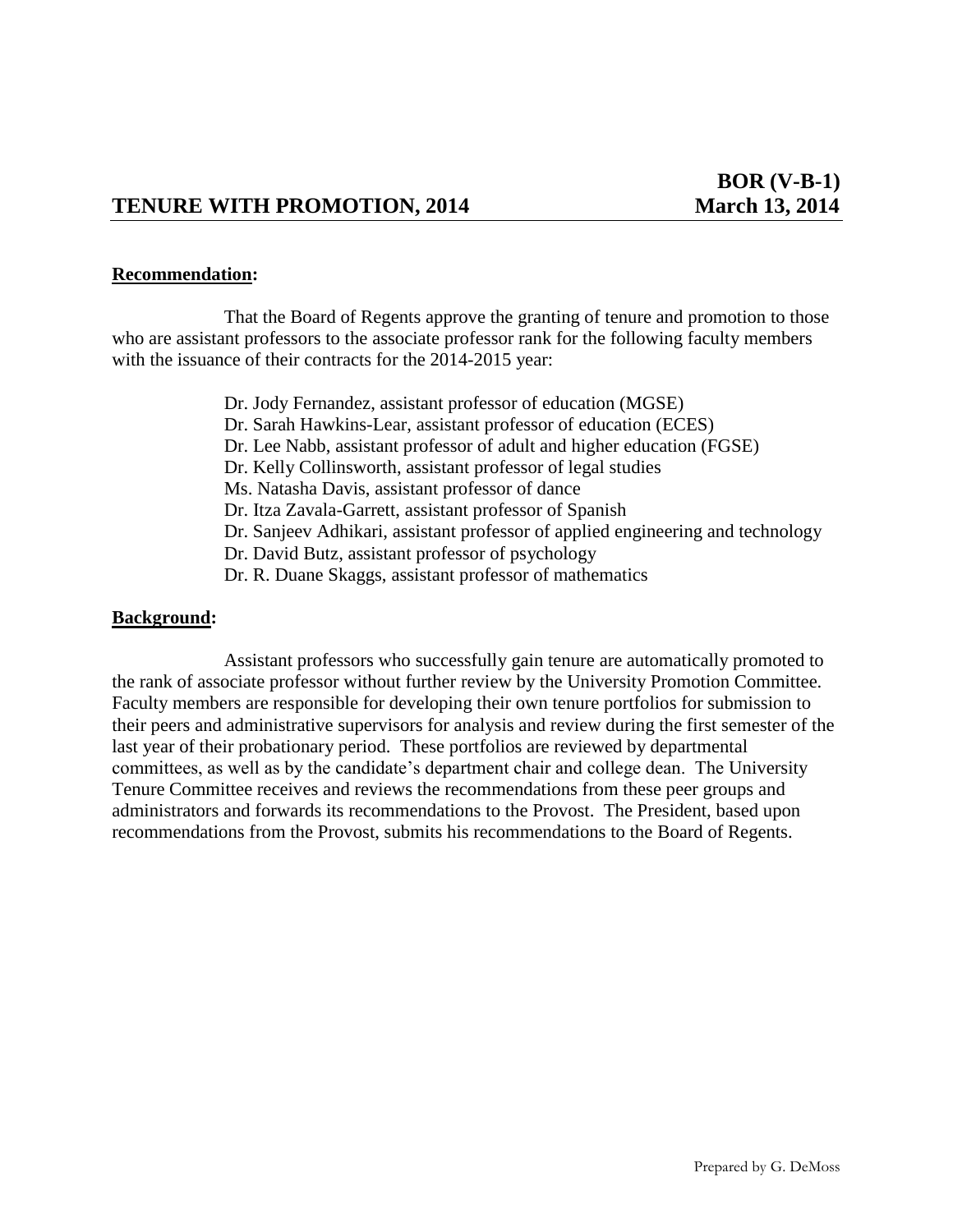**BOR (V-B-1)**

## TENURE WITH PROMOTION, 2014 — March 13, 2014

**<u>Recommendation</u>:**

That the Board of Regents approve the granting of tenure and promotion to those who are assistant professors to the associate professor rank for the following faculty members with the issuance of their contracts for the 2014-2015 year:

- Dr. Jody Fernandez, assistant professor of education (MGSE)
- Dr. Sarah Hawkins-Lear, assistant professor of education (ECES)
- Dr. Lee Nabb, assistant professor of adult and higher education (FGSE)
- Dr. Kelly Collinsworth, assistant professor of legal studies
- Ms. Natasha Davis, assistant professor of dance
- Dr. Itza Zavala-Garrett, assistant professor of Spanish
- Dr. Sanjeev Adhikari, assistant professor of applied engineering and technology
- Dr. David Butz, assistant professor of psychology
- Dr. R. Duane Skaggs, assistant professor of mathematics

**<u>Background</u>:**

Assistant professors who successfully gain tenure are automatically promoted to the rank of associate professor without further review by the University Promotion Committee. Faculty members are responsible for developing their own tenure portfolios for submission to their peers and administrative supervisors for analysis and review during the first semester of the last year of their probationary period. These portfolios are reviewed by departmental committees, as well as by the candidate's department chair and college dean. The University Tenure Committee receives and reviews the recommendations from these peer groups and administrators and forwards its recommendations to the Provost. The President, based upon recommendations from the Provost, submits his recommendations to the Board of Regents.

Prepared by G. DeMoss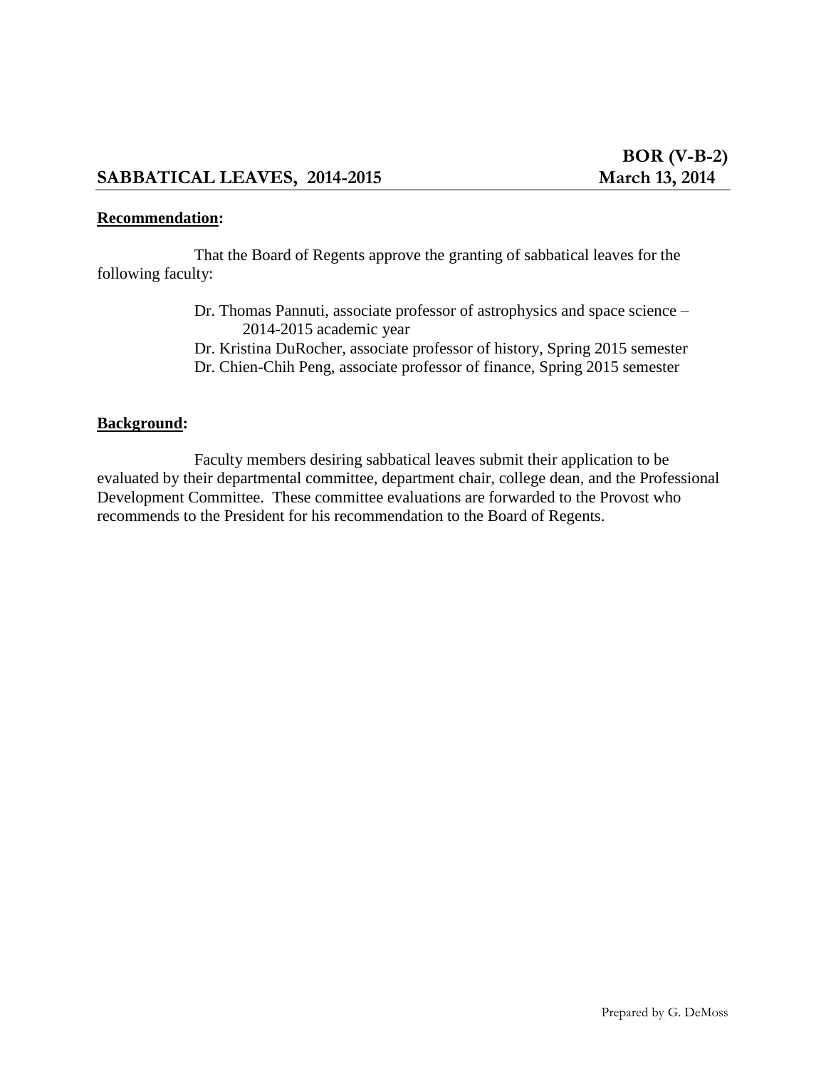**BOR (V-B-2)**

## SABBATICAL LEAVES, 2014-2015 — March 13, 2014

**Recommendation:**

That the Board of Regents approve the granting of sabbatical leaves for the following faculty:

Dr. Thomas Pannuti, associate professor of astrophysics and space science – 2014-2015 academic year
Dr. Kristina DuRocher, associate professor of history, Spring 2015 semester
Dr. Chien-Chih Peng, associate professor of finance, Spring 2015 semester

**Background:**

Faculty members desiring sabbatical leaves submit their application to be evaluated by their departmental committee, department chair, college dean, and the Professional Development Committee. These committee evaluations are forwarded to the Provost who recommends to the President for his recommendation to the Board of Regents.

Prepared by G. DeMoss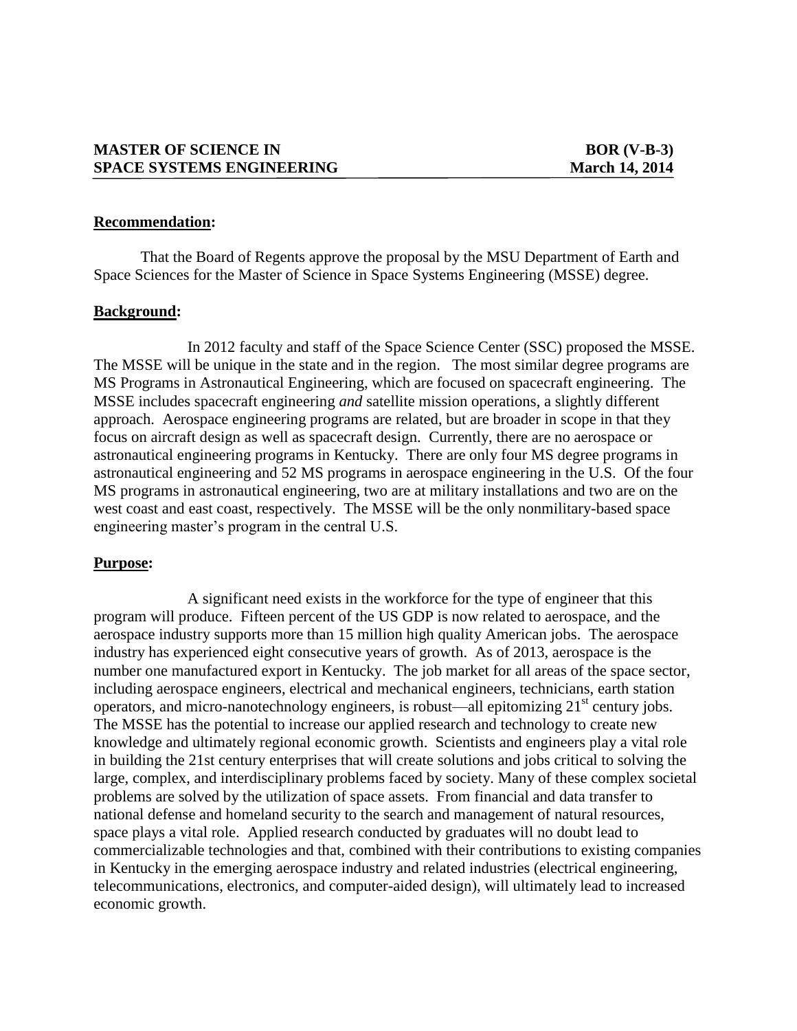**MASTER OF SCIENCE IN SPACE SYSTEMS ENGINEERING** | **BOR (V-B-3) March 14, 2014**

**Recommendation:**

That the Board of Regents approve the proposal by the MSU Department of Earth and Space Sciences for the Master of Science in Space Systems Engineering (MSSE) degree.

**Background:**

In 2012 faculty and staff of the Space Science Center (SSC) proposed the MSSE. The MSSE will be unique in the state and in the region. The most similar degree programs are MS Programs in Astronautical Engineering, which are focused on spacecraft engineering. The MSSE includes spacecraft engineering *and* satellite mission operations, a slightly different approach. Aerospace engineering programs are related, but are broader in scope in that they focus on aircraft design as well as spacecraft design. Currently, there are no aerospace or astronautical engineering programs in Kentucky. There are only four MS degree programs in astronautical engineering and 52 MS programs in aerospace engineering in the U.S. Of the four MS programs in astronautical engineering, two are at military installations and two are on the west coast and east coast, respectively. The MSSE will be the only nonmilitary-based space engineering master's program in the central U.S.

**Purpose:**

A significant need exists in the workforce for the type of engineer that this program will produce. Fifteen percent of the US GDP is now related to aerospace, and the aerospace industry supports more than 15 million high quality American jobs. The aerospace industry has experienced eight consecutive years of growth. As of 2013, aerospace is the number one manufactured export in Kentucky. The job market for all areas of the space sector, including aerospace engineers, electrical and mechanical engineers, technicians, earth station operators, and micro-nanotechnology engineers, is robust—all epitomizing 21st century jobs. The MSSE has the potential to increase our applied research and technology to create new knowledge and ultimately regional economic growth. Scientists and engineers play a vital role in building the 21st century enterprises that will create solutions and jobs critical to solving the large, complex, and interdisciplinary problems faced by society. Many of these complex societal problems are solved by the utilization of space assets. From financial and data transfer to national defense and homeland security to the search and management of natural resources, space plays a vital role. Applied research conducted by graduates will no doubt lead to commercializable technologies and that, combined with their contributions to existing companies in Kentucky in the emerging aerospace industry and related industries (electrical engineering, telecommunications, electronics, and computer-aided design), will ultimately lead to increased economic growth.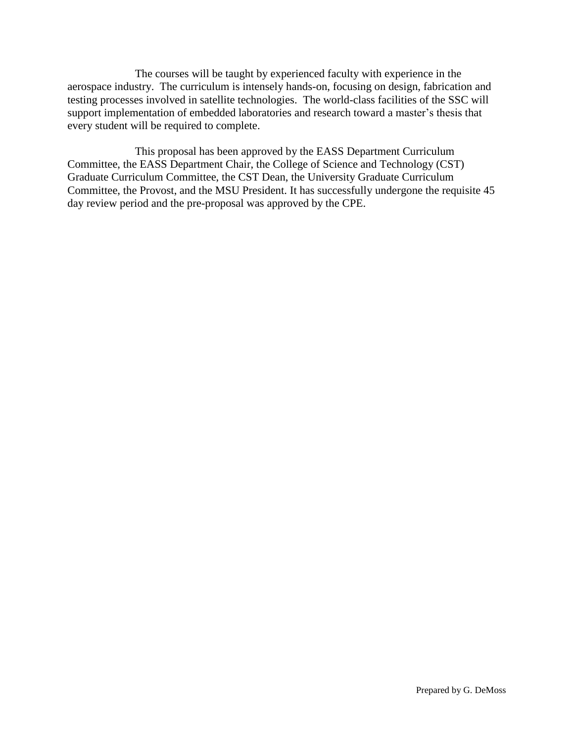The courses will be taught by experienced faculty with experience in the aerospace industry. The curriculum is intensely hands-on, focusing on design, fabrication and testing processes involved in satellite technologies. The world-class facilities of the SSC will support implementation of embedded laboratories and research toward a master's thesis that every student will be required to complete.

This proposal has been approved by the EASS Department Curriculum Committee, the EASS Department Chair, the College of Science and Technology (CST) Graduate Curriculum Committee, the CST Dean, the University Graduate Curriculum Committee, the Provost, and the MSU President. It has successfully undergone the requisite 45 day review period and the pre-proposal was approved by the CPE.

Prepared by G. DeMoss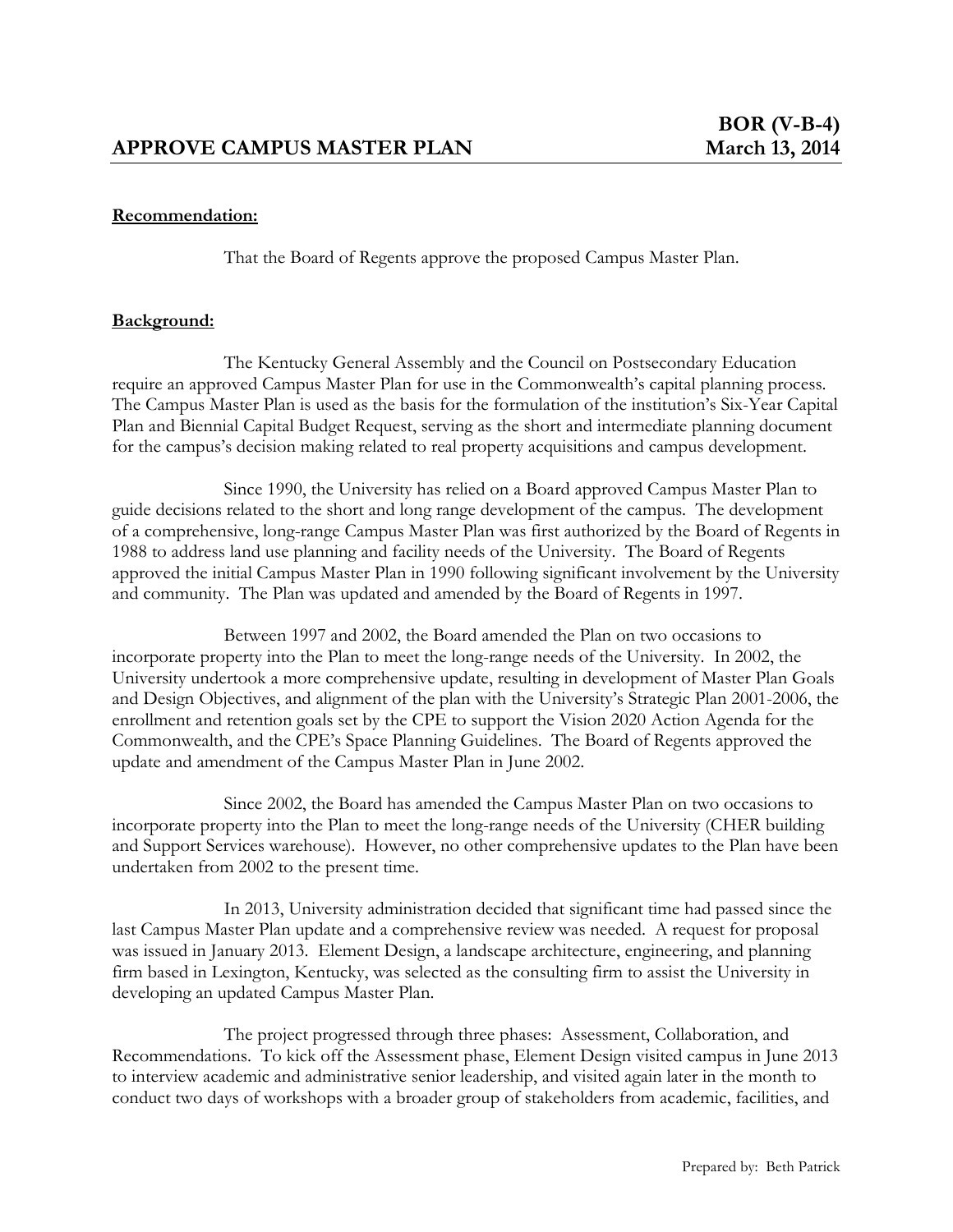**BOR (V-B-4)**

## APPROVE CAMPUS MASTER PLAN — March 13, 2014

**Recommendation:**

That the Board of Regents approve the proposed Campus Master Plan.

**Background:**

The Kentucky General Assembly and the Council on Postsecondary Education require an approved Campus Master Plan for use in the Commonwealth's capital planning process. The Campus Master Plan is used as the basis for the formulation of the institution's Six-Year Capital Plan and Biennial Capital Budget Request, serving as the short and intermediate planning document for the campus's decision making related to real property acquisitions and campus development.

Since 1990, the University has relied on a Board approved Campus Master Plan to guide decisions related to the short and long range development of the campus. The development of a comprehensive, long-range Campus Master Plan was first authorized by the Board of Regents in 1988 to address land use planning and facility needs of the University. The Board of Regents approved the initial Campus Master Plan in 1990 following significant involvement by the University and community. The Plan was updated and amended by the Board of Regents in 1997.

Between 1997 and 2002, the Board amended the Plan on two occasions to incorporate property into the Plan to meet the long-range needs of the University. In 2002, the University undertook a more comprehensive update, resulting in development of Master Plan Goals and Design Objectives, and alignment of the plan with the University's Strategic Plan 2001-2006, the enrollment and retention goals set by the CPE to support the Vision 2020 Action Agenda for the Commonwealth, and the CPE's Space Planning Guidelines. The Board of Regents approved the update and amendment of the Campus Master Plan in June 2002.

Since 2002, the Board has amended the Campus Master Plan on two occasions to incorporate property into the Plan to meet the long-range needs of the University (CHER building and Support Services warehouse). However, no other comprehensive updates to the Plan have been undertaken from 2002 to the present time.

In 2013, University administration decided that significant time had passed since the last Campus Master Plan update and a comprehensive review was needed. A request for proposal was issued in January 2013. Element Design, a landscape architecture, engineering, and planning firm based in Lexington, Kentucky, was selected as the consulting firm to assist the University in developing an updated Campus Master Plan.

The project progressed through three phases: Assessment, Collaboration, and Recommendations. To kick off the Assessment phase, Element Design visited campus in June 2013 to interview academic and administrative senior leadership, and visited again later in the month to conduct two days of workshops with a broader group of stakeholders from academic, facilities, and

Prepared by: Beth Patrick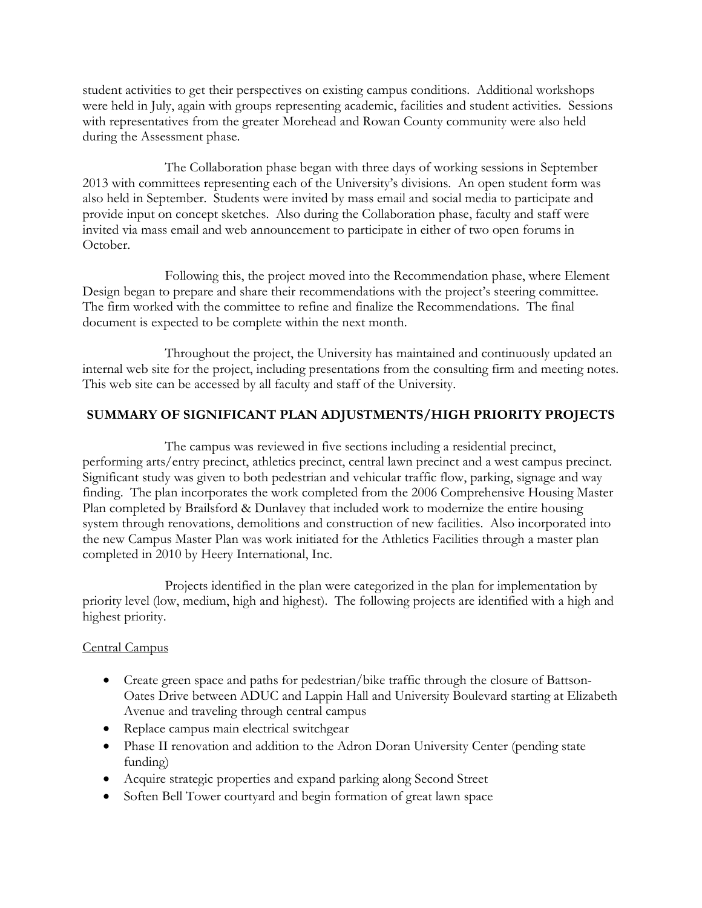student activities to get their perspectives on existing campus conditions. Additional workshops were held in July, again with groups representing academic, facilities and student activities. Sessions with representatives from the greater Morehead and Rowan County community were also held during the Assessment phase.

The Collaboration phase began with three days of working sessions in September 2013 with committees representing each of the University's divisions. An open student form was also held in September. Students were invited by mass email and social media to participate and provide input on concept sketches. Also during the Collaboration phase, faculty and staff were invited via mass email and web announcement to participate in either of two open forums in October.

Following this, the project moved into the Recommendation phase, where Element Design began to prepare and share their recommendations with the project's steering committee. The firm worked with the committee to refine and finalize the Recommendations. The final document is expected to be complete within the next month.

Throughout the project, the University has maintained and continuously updated an internal web site for the project, including presentations from the consulting firm and meeting notes. This web site can be accessed by all faculty and staff of the University.

## SUMMARY OF SIGNIFICANT PLAN ADJUSTMENTS/HIGH PRIORITY PROJECTS

The campus was reviewed in five sections including a residential precinct, performing arts/entry precinct, athletics precinct, central lawn precinct and a west campus precinct. Significant study was given to both pedestrian and vehicular traffic flow, parking, signage and way finding. The plan incorporates the work completed from the 2006 Comprehensive Housing Master Plan completed by Brailsford & Dunlavey that included work to modernize the entire housing system through renovations, demolitions and construction of new facilities. Also incorporated into the new Campus Master Plan was work initiated for the Athletics Facilities through a master plan completed in 2010 by Heery International, Inc.

Projects identified in the plan were categorized in the plan for implementation by priority level (low, medium, high and highest). The following projects are identified with a high and highest priority.

Central Campus

- Create green space and paths for pedestrian/bike traffic through the closure of Battson-Oates Drive between ADUC and Lappin Hall and University Boulevard starting at Elizabeth Avenue and traveling through central campus
- Replace campus main electrical switchgear
- Phase II renovation and addition to the Adron Doran University Center (pending state funding)
- Acquire strategic properties and expand parking along Second Street
- Soften Bell Tower courtyard and begin formation of great lawn space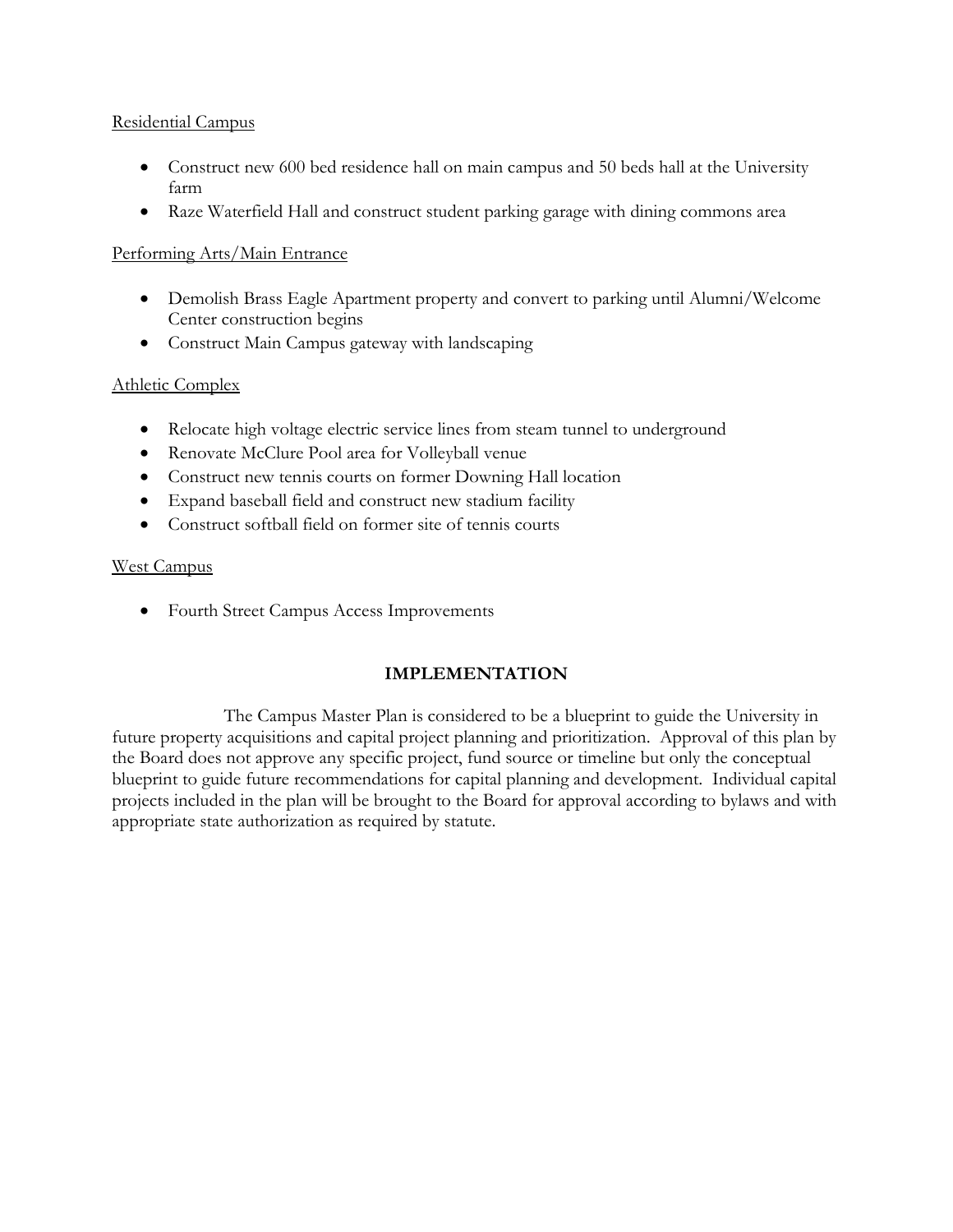<u>Residential Campus</u>

- Construct new 600 bed residence hall on main campus and 50 beds hall at the University farm
- Raze Waterfield Hall and construct student parking garage with dining commons area

<u>Performing Arts/Main Entrance</u>

- Demolish Brass Eagle Apartment property and convert to parking until Alumni/Welcome Center construction begins
- Construct Main Campus gateway with landscaping

<u>Athletic Complex</u>

- Relocate high voltage electric service lines from steam tunnel to underground
- Renovate McClure Pool area for Volleyball venue
- Construct new tennis courts on former Downing Hall location
- Expand baseball field and construct new stadium facility
- Construct softball field on former site of tennis courts

<u>West Campus</u>

- Fourth Street Campus Access Improvements

## IMPLEMENTATION

The Campus Master Plan is considered to be a blueprint to guide the University in future property acquisitions and capital project planning and prioritization. Approval of this plan by the Board does not approve any specific project, fund source or timeline but only the conceptual blueprint to guide future recommendations for capital planning and development. Individual capital projects included in the plan will be brought to the Board for approval according to bylaws and with appropriate state authorization as required by statute.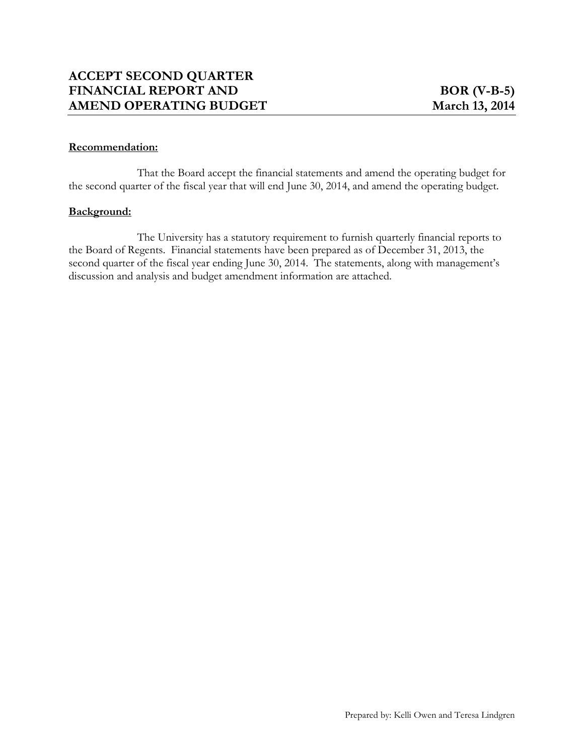# ACCEPT SECOND QUARTER FINANCIAL REPORT AND AMEND OPERATING BUDGET

**BOR (V-B-5)**
**March 13, 2014**

**Recommendation:**

That the Board accept the financial statements and amend the operating budget for the second quarter of the fiscal year that will end June 30, 2014, and amend the operating budget.

**Background:**

The University has a statutory requirement to furnish quarterly financial reports to the Board of Regents. Financial statements have been prepared as of December 31, 2013, the second quarter of the fiscal year ending June 30, 2014. The statements, along with management's discussion and analysis and budget amendment information are attached.

Prepared by: Kelli Owen and Teresa Lindgren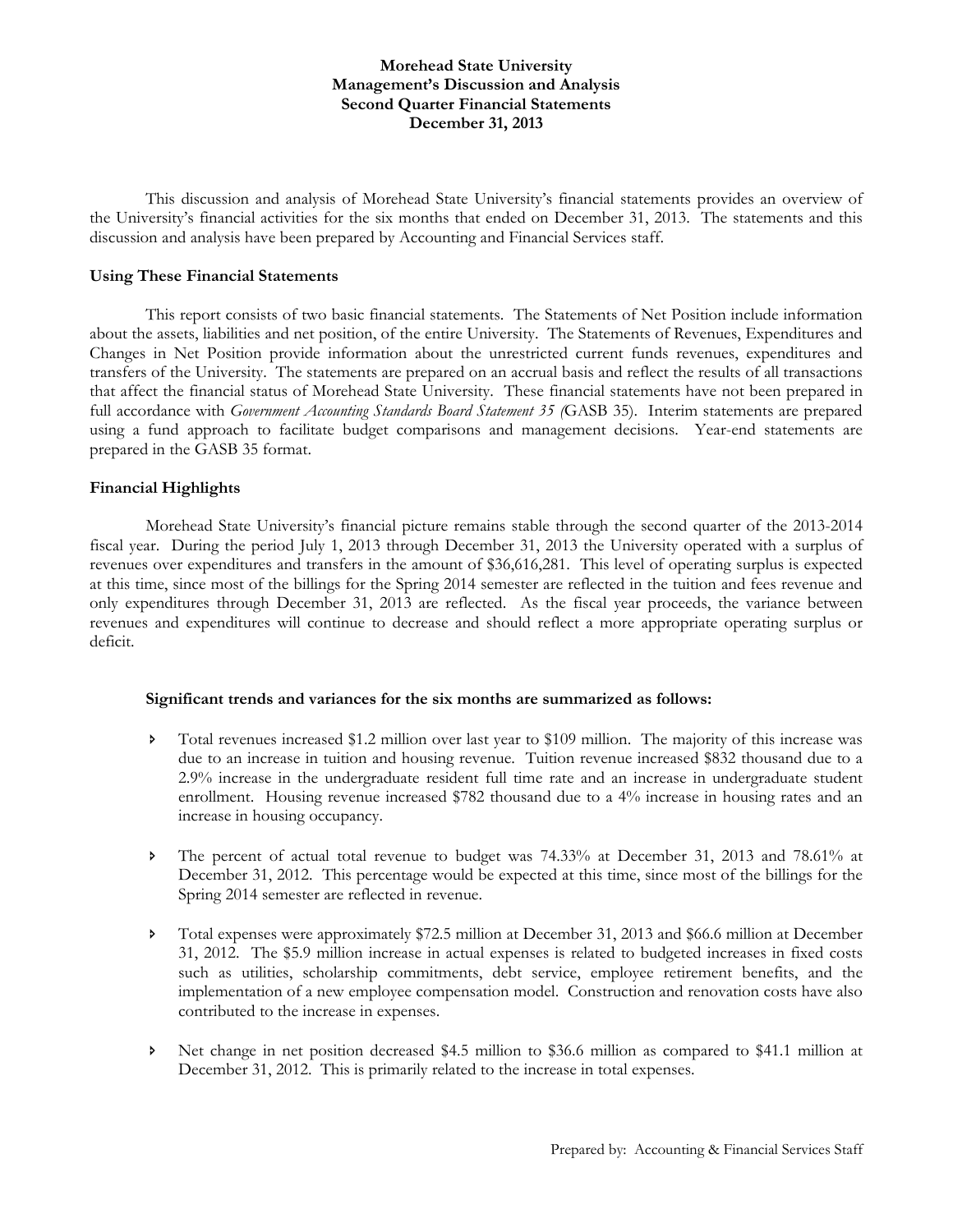# Morehead State University
## Management's Discussion and Analysis
## Second Quarter Financial Statements
## December 31, 2013

This discussion and analysis of Morehead State University's financial statements provides an overview of the University's financial activities for the six months that ended on December 31, 2013. The statements and this discussion and analysis have been prepared by Accounting and Financial Services staff.

### Using These Financial Statements

This report consists of two basic financial statements. The Statements of Net Position include information about the assets, liabilities and net position, of the entire University. The Statements of Revenues, Expenditures and Changes in Net Position provide information about the unrestricted current funds revenues, expenditures and transfers of the University. The statements are prepared on an accrual basis and reflect the results of all transactions that affect the financial status of Morehead State University. These financial statements have not been prepared in full accordance with *Government Accounting Standards Board Statement 35* (GASB 35). Interim statements are prepared using a fund approach to facilitate budget comparisons and management decisions. Year-end statements are prepared in the GASB 35 format.

### Financial Highlights

Morehead State University's financial picture remains stable through the second quarter of the 2013-2014 fiscal year. During the period July 1, 2013 through December 31, 2013 the University operated with a surplus of revenues over expenditures and transfers in the amount of $36,616,281. This level of operating surplus is expected at this time, since most of the billings for the Spring 2014 semester are reflected in the tuition and fees revenue and only expenditures through December 31, 2013 are reflected. As the fiscal year proceeds, the variance between revenues and expenditures will continue to decrease and should reflect a more appropriate operating surplus or deficit.

**Significant trends and variances for the six months are summarized as follows:**

- Total revenues increased $1.2 million over last year to $109 million. The majority of this increase was due to an increase in tuition and housing revenue. Tuition revenue increased $832 thousand due to a 2.9% increase in the undergraduate resident full time rate and an increase in undergraduate student enrollment. Housing revenue increased $782 thousand due to a 4% increase in housing rates and an increase in housing occupancy.

- The percent of actual total revenue to budget was 74.33% at December 31, 2013 and 78.61% at December 31, 2012. This percentage would be expected at this time, since most of the billings for the Spring 2014 semester are reflected in revenue.

- Total expenses were approximately $72.5 million at December 31, 2013 and $66.6 million at December 31, 2012. The $5.9 million increase in actual expenses is related to budgeted increases in fixed costs such as utilities, scholarship commitments, debt service, employee retirement benefits, and the implementation of a new employee compensation model. Construction and renovation costs have also contributed to the increase in expenses.

- Net change in net position decreased $4.5 million to $36.6 million as compared to $41.1 million at December 31, 2012. This is primarily related to the increase in total expenses.

Prepared by: Accounting & Financial Services Staff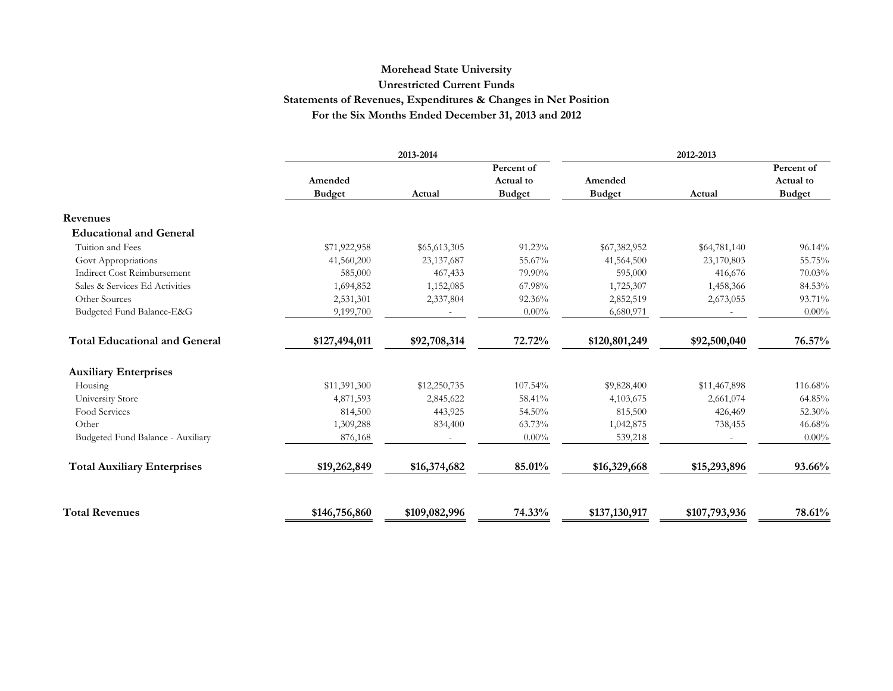# Morehead State University
## Unrestricted Current Funds
## Statements of Revenues, Expenditures & Changes in Net Position
## For the Six Months Ended December 31, 2013 and 2012

| | 2013-2014 | | | 2012-2013 | | |
|---|---|---|---|---|---|---|
| | Amended Budget | Actual | Percent of Actual to Budget | Amended Budget | Actual | Percent of Actual to Budget |
| **Revenues** | | | | | | |
| **Educational and General** | | | | | | |
| Tuition and Fees | $71,922,958 | $65,613,305 | 91.23% | $67,382,952 | $64,781,140 | 96.14% |
| Govt Appropriations | 41,560,200 | 23,137,687 | 55.67% | 41,564,500 | 23,170,803 | 55.75% |
| Indirect Cost Reimbursement | 585,000 | 467,433 | 79.90% | 595,000 | 416,676 | 70.03% |
| Sales & Services Ed Activities | 1,694,852 | 1,152,085 | 67.98% | 1,725,307 | 1,458,366 | 84.53% |
| Other Sources | 2,531,301 | 2,337,804 | 92.36% | 2,852,519 | 2,673,055 | 93.71% |
| Budgeted Fund Balance-E&G | 9,199,700 | - | 0.00% | 6,680,971 | - | 0.00% |
| **Total Educational and General** | **$127,494,011** | **$92,708,314** | **72.72%** | **$120,801,249** | **$92,500,040** | **76.57%** |
| **Auxiliary Enterprises** | | | | | | |
| Housing | $11,391,300 | $12,250,735 | 107.54% | $9,828,400 | $11,467,898 | 116.68% |
| University Store | 4,871,593 | 2,845,622 | 58.41% | 4,103,675 | 2,661,074 | 64.85% |
| Food Services | 814,500 | 443,925 | 54.50% | 815,500 | 426,469 | 52.30% |
| Other | 1,309,288 | 834,400 | 63.73% | 1,042,875 | 738,455 | 46.68% |
| Budgeted Fund Balance - Auxiliary | 876,168 | - | 0.00% | 539,218 | - | 0.00% |
| **Total Auxiliary Enterprises** | **$19,262,849** | **$16,374,682** | **85.01%** | **$16,329,668** | **$15,293,896** | **93.66%** |
| **Total Revenues** | **$146,756,860** | **$109,082,996** | **74.33%** | **$137,130,917** | **$107,793,936** | **78.61%** |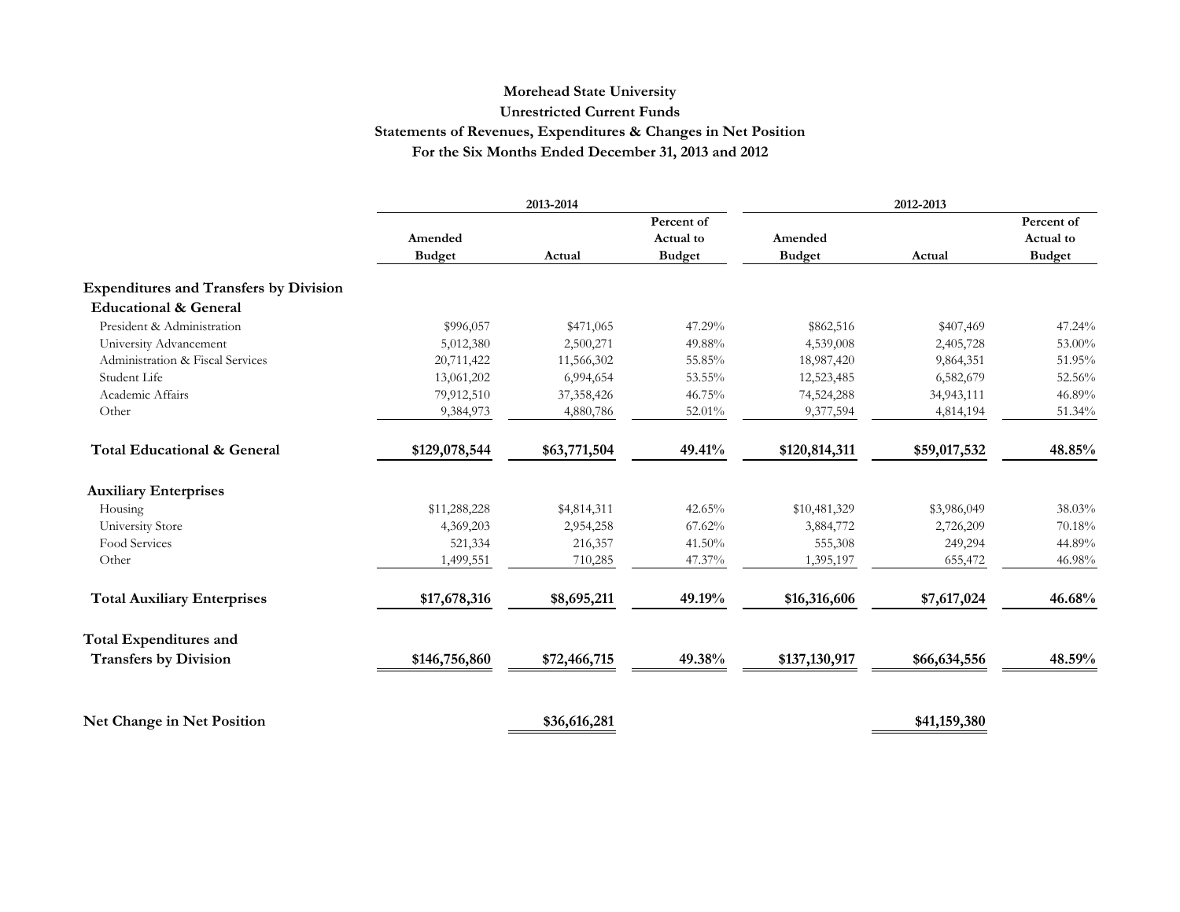**Morehead State University**
**Unrestricted Current Funds**
**Statements of Revenues, Expenditures & Changes in Net Position**
**For the Six Months Ended December 31, 2013 and 2012**

| | 2013-2014 | | | 2012-2013 | | |
|---|---|---|---|---|---|---|
| | Amended Budget | Actual | Percent of Actual to Budget | Amended Budget | Actual | Percent of Actual to Budget |
| **Expenditures and Transfers by Division** | | | | | | |
| **Educational & General** | | | | | | |
| President & Administration | $996,057 | $471,065 | 47.29% | $862,516 | $407,469 | 47.24% |
| University Advancement | 5,012,380 | 2,500,271 | 49.88% | 4,539,008 | 2,405,728 | 53.00% |
| Administration & Fiscal Services | 20,711,422 | 11,566,302 | 55.85% | 18,987,420 | 9,864,351 | 51.95% |
| Student Life | 13,061,202 | 6,994,654 | 53.55% | 12,523,485 | 6,582,679 | 52.56% |
| Academic Affairs | 79,912,510 | 37,358,426 | 46.75% | 74,524,288 | 34,943,111 | 46.89% |
| Other | 9,384,973 | 4,880,786 | 52.01% | 9,377,594 | 4,814,194 | 51.34% |
| **Total Educational & General** | **$129,078,544** | **$63,771,504** | **49.41%** | **$120,814,311** | **$59,017,532** | **48.85%** |
| **Auxiliary Enterprises** | | | | | | |
| Housing | $11,288,228 | $4,814,311 | 42.65% | $10,481,329 | $3,986,049 | 38.03% |
| University Store | 4,369,203 | 2,954,258 | 67.62% | 3,884,772 | 2,726,209 | 70.18% |
| Food Services | 521,334 | 216,357 | 41.50% | 555,308 | 249,294 | 44.89% |
| Other | 1,499,551 | 710,285 | 47.37% | 1,395,197 | 655,472 | 46.98% |
| **Total Auxiliary Enterprises** | **$17,678,316** | **$8,695,211** | **49.19%** | **$16,316,606** | **$7,617,024** | **46.68%** |
| **Total Expenditures and Transfers by Division** | **$146,756,860** | **$72,466,715** | **49.38%** | **$137,130,917** | **$66,634,556** | **48.59%** |
| **Net Change in Net Position** | | **$36,616,281** | | | **$41,159,380** | |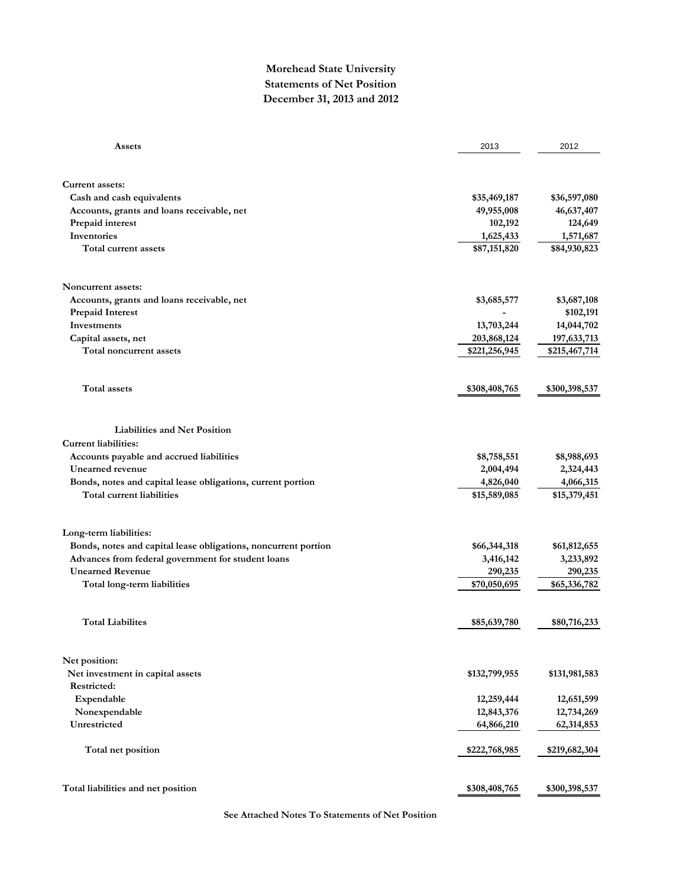# Morehead State University
## Statements of Net Position
## December 31, 2013 and 2012

| Assets | 2013 | 2012 |
|---|---|---|
| **Current assets:** | | |
| Cash and cash equivalents | $35,469,187 | $36,597,080 |
| Accounts, grants and loans receivable, net | 49,955,008 | 46,637,407 |
| Prepaid interest | 102,192 | 124,649 |
| Inventories | 1,625,433 | 1,571,687 |
| Total current assets | $87,151,820 | $84,930,823 |
| **Noncurrent assets:** | | |
| Accounts, grants and loans receivable, net | $3,685,577 | $3,687,108 |
| Prepaid Interest | - | $102,191 |
| Investments | 13,703,244 | 14,044,702 |
| Capital assets, net | 203,868,124 | 197,633,713 |
| Total noncurrent assets | $221,256,945 | $215,467,714 |
| Total assets | $308,408,765 | $300,398,537 |
| **Liabilities and Net Position** | | |
| **Current liabilities:** | | |
| Accounts payable and accrued liabilities | $8,758,551 | $8,988,693 |
| Unearned revenue | 2,004,494 | 2,324,443 |
| Bonds, notes and capital lease obligations, current portion | 4,826,040 | 4,066,315 |
| Total current liabilities | $15,589,085 | $15,379,451 |
| **Long-term liabilities:** | | |
| Bonds, notes and capital lease obligations, noncurrent portion | $66,344,318 | $61,812,655 |
| Advances from federal government for student loans | 3,416,142 | 3,233,892 |
| Unearned Revenue | 290,235 | 290,235 |
| Total long-term liabilities | $70,050,695 | $65,336,782 |
| Total Liabilites | $85,639,780 | $80,716,233 |
| **Net position:** | | |
| Net investment in capital assets | $132,799,955 | $131,981,583 |
| Restricted: | | |
| Expendable | 12,259,444 | 12,651,599 |
| Nonexpendable | 12,843,376 | 12,734,269 |
| Unrestricted | 64,866,210 | 62,314,853 |
| Total net position | $222,768,985 | $219,682,304 |
| Total liabilities and net position | $308,408,765 | $300,398,537 |

See Attached Notes To Statements of Net Position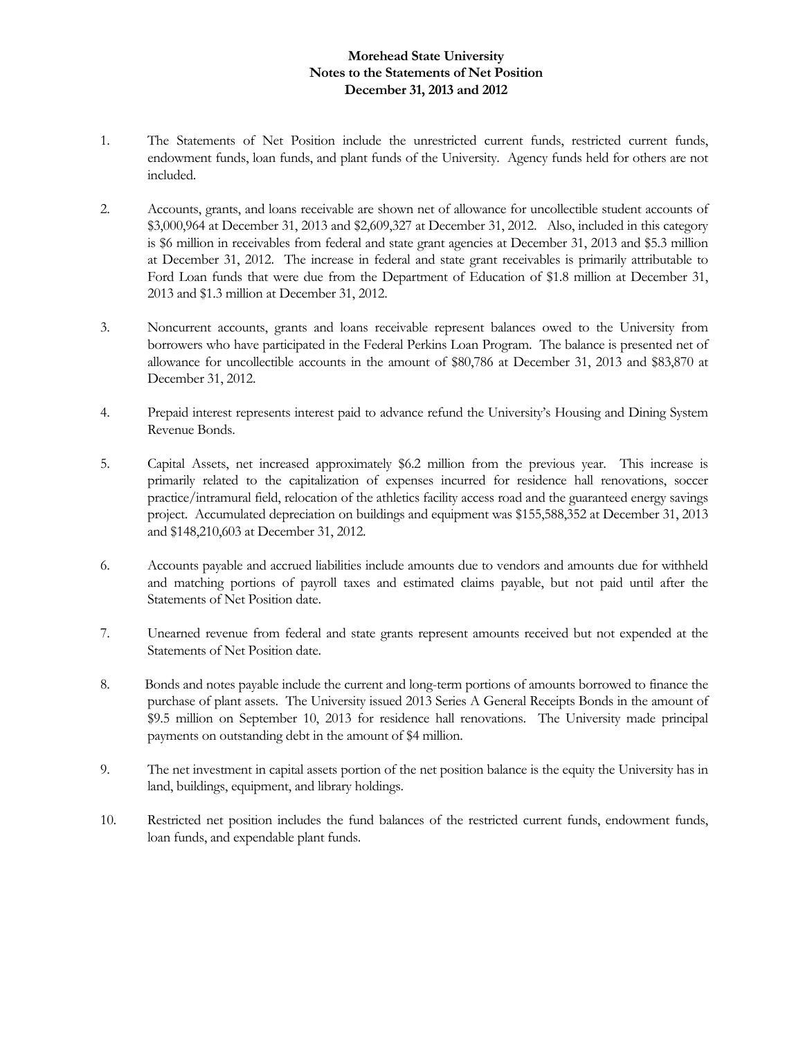# Morehead State University
## Notes to the Statements of Net Position
### December 31, 2013 and 2012

1. The Statements of Net Position include the unrestricted current funds, restricted current funds, endowment funds, loan funds, and plant funds of the University. Agency funds held for others are not included.

2. Accounts, grants, and loans receivable are shown net of allowance for uncollectible student accounts of $3,000,964 at December 31, 2013 and $2,609,327 at December 31, 2012. Also, included in this category is $6 million in receivables from federal and state grant agencies at December 31, 2013 and $5.3 million at December 31, 2012. The increase in federal and state grant receivables is primarily attributable to Ford Loan funds that were due from the Department of Education of $1.8 million at December 31, 2013 and $1.3 million at December 31, 2012.

3. Noncurrent accounts, grants and loans receivable represent balances owed to the University from borrowers who have participated in the Federal Perkins Loan Program. The balance is presented net of allowance for uncollectible accounts in the amount of $80,786 at December 31, 2013 and $83,870 at December 31, 2012.

4. Prepaid interest represents interest paid to advance refund the University's Housing and Dining System Revenue Bonds.

5. Capital Assets, net increased approximately $6.2 million from the previous year. This increase is primarily related to the capitalization of expenses incurred for residence hall renovations, soccer practice/intramural field, relocation of the athletics facility access road and the guaranteed energy savings project. Accumulated depreciation on buildings and equipment was $155,588,352 at December 31, 2013 and $148,210,603 at December 31, 2012.

6. Accounts payable and accrued liabilities include amounts due to vendors and amounts due for withheld and matching portions of payroll taxes and estimated claims payable, but not paid until after the Statements of Net Position date.

7. Unearned revenue from federal and state grants represent amounts received but not expended at the Statements of Net Position date.

8. Bonds and notes payable include the current and long-term portions of amounts borrowed to finance the purchase of plant assets. The University issued 2013 Series A General Receipts Bonds in the amount of $9.5 million on September 10, 2013 for residence hall renovations. The University made principal payments on outstanding debt in the amount of $4 million.

9. The net investment in capital assets portion of the net position balance is the equity the University has in land, buildings, equipment, and library holdings.

10. Restricted net position includes the fund balances of the restricted current funds, endowment funds, loan funds, and expendable plant funds.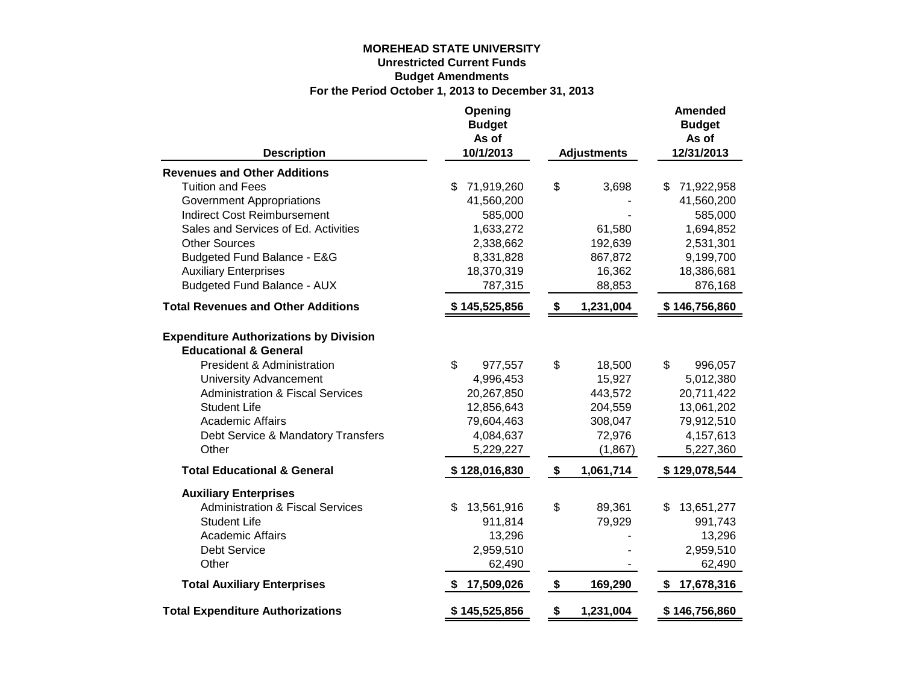**MOREHEAD STATE UNIVERSITY**
**Unrestricted Current Funds**
**Budget Amendments**
**For the Period October 1, 2013 to December 31, 2013**

| Description | Opening Budget As of 10/1/2013 | Adjustments | Amended Budget As of 12/31/2013 |
|---|---|---|---|
| **Revenues and Other Additions** | | | |
| Tuition and Fees | $ 71,919,260 | $ 3,698 | $ 71,922,958 |
| Government Appropriations | 41,560,200 | - | 41,560,200 |
| Indirect Cost Reimbursement | 585,000 | - | 585,000 |
| Sales and Services of Ed. Activities | 1,633,272 | 61,580 | 1,694,852 |
| Other Sources | 2,338,662 | 192,639 | 2,531,301 |
| Budgeted Fund Balance - E&G | 8,331,828 | 867,872 | 9,199,700 |
| Auxiliary Enterprises | 18,370,319 | 16,362 | 18,386,681 |
| Budgeted Fund Balance - AUX | 787,315 | 88,853 | 876,168 |
| **Total Revenues and Other Additions** | **$ 145,525,856** | **$ 1,231,004** | **$ 146,756,860** |
| **Expenditure Authorizations by Division** | | | |
| **Educational & General** | | | |
| President & Administration | $ 977,557 | $ 18,500 | $ 996,057 |
| University Advancement | 4,996,453 | 15,927 | 5,012,380 |
| Administration & Fiscal Services | 20,267,850 | 443,572 | 20,711,422 |
| Student Life | 12,856,643 | 204,559 | 13,061,202 |
| Academic Affairs | 79,604,463 | 308,047 | 79,912,510 |
| Debt Service & Mandatory Transfers | 4,084,637 | 72,976 | 4,157,613 |
| Other | 5,229,227 | (1,867) | 5,227,360 |
| **Total Educational & General** | **$ 128,016,830** | **$ 1,061,714** | **$ 129,078,544** |
| **Auxiliary Enterprises** | | | |
| Administration & Fiscal Services | $ 13,561,916 | $ 89,361 | $ 13,651,277 |
| Student Life | 911,814 | 79,929 | 991,743 |
| Academic Affairs | 13,296 | - | 13,296 |
| Debt Service | 2,959,510 | - | 2,959,510 |
| Other | 62,490 | - | 62,490 |
| **Total Auxiliary Enterprises** | **$ 17,509,026** | **$ 169,290** | **$ 17,678,316** |
| **Total Expenditure Authorizations** | **$ 145,525,856** | **$ 1,231,004** | **$ 146,756,860** |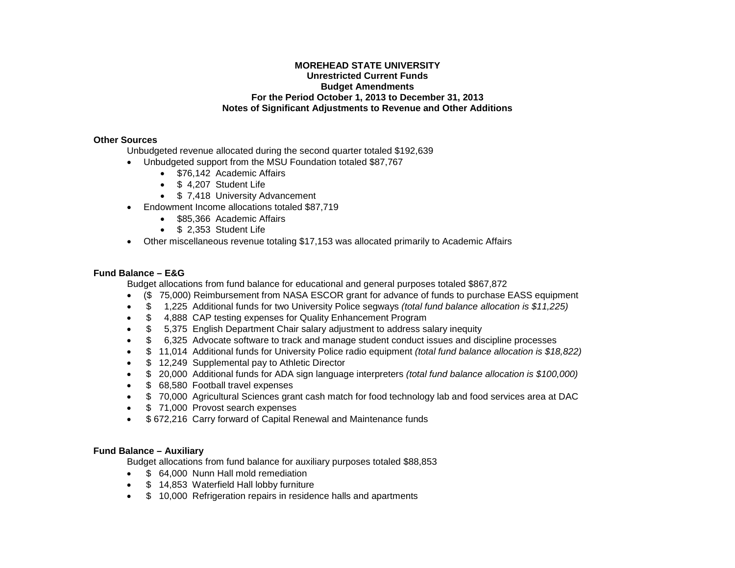**MOREHEAD STATE UNIVERSITY**
**Unrestricted Current Funds**
**Budget Amendments**
**For the Period October 1, 2013 to December 31, 2013**
**Notes of Significant Adjustments to Revenue and Other Additions**

**Other Sources**

Unbudgeted revenue allocated during the second quarter totaled $192,639

- Unbudgeted support from the MSU Foundation totaled $87,767
  - $76,142 Academic Affairs
  - $ 4,207 Student Life
  - $ 7,418 University Advancement
- Endowment Income allocations totaled $87,719
  - $85,366 Academic Affairs
  - $ 2,353 Student Life
- Other miscellaneous revenue totaling $17,153 was allocated primarily to Academic Affairs

**Fund Balance – E&G**

Budget allocations from fund balance for educational and general purposes totaled $867,872

- ($ 75,000) Reimbursement from NASA ESCOR grant for advance of funds to purchase EASS equipment
- $ 1,225 Additional funds for two University Police segways *(total fund balance allocation is $11,225)*
- $ 4,888 CAP testing expenses for Quality Enhancement Program
- $ 5,375 English Department Chair salary adjustment to address salary inequity
- $ 6,325 Advocate software to track and manage student conduct issues and discipline processes
- $ 11,014 Additional funds for University Police radio equipment *(total fund balance allocation is $18,822)*
- $ 12,249 Supplemental pay to Athletic Director
- $ 20,000 Additional funds for ADA sign language interpreters *(total fund balance allocation is $100,000)*
- $ 68,580 Football travel expenses
- $ 70,000 Agricultural Sciences grant cash match for food technology lab and food services area at DAC
- $ 71,000 Provost search expenses
- $ 672,216 Carry forward of Capital Renewal and Maintenance funds

**Fund Balance – Auxiliary**

Budget allocations from fund balance for auxiliary purposes totaled $88,853

- $ 64,000 Nunn Hall mold remediation
- $ 14,853 Waterfield Hall lobby furniture
- $ 10,000 Refrigeration repairs in residence halls and apartments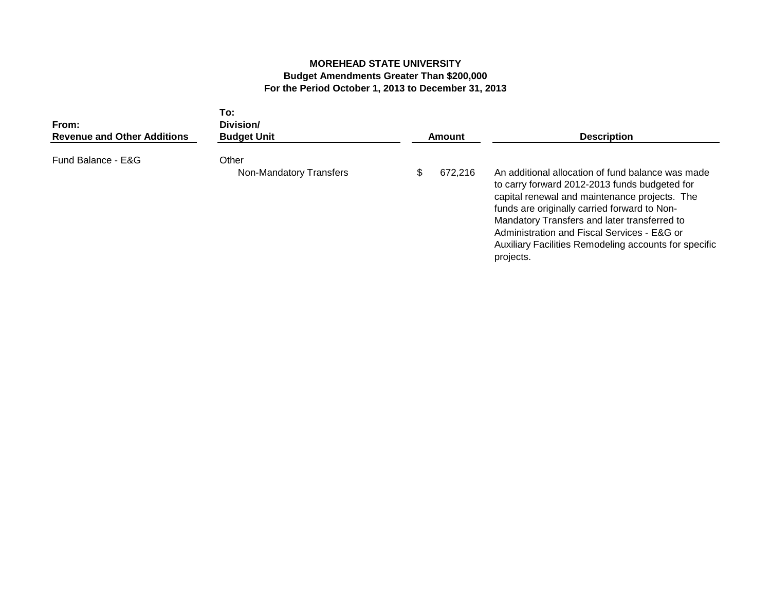**MOREHEAD STATE UNIVERSITY**
**Budget Amendments Greater Than $200,000**
**For the Period October 1, 2013 to December 31, 2013**

| From: Revenue and Other Additions | To: Division/ Budget Unit | Amount | Description |
|---|---|---|---|
| Fund Balance - E&G | Other | | |
| | Non-Mandatory Transfers | $ 672,216 | An additional allocation of fund balance was made to carry forward 2012-2013 funds budgeted for capital renewal and maintenance projects. The funds are originally carried forward to Non-Mandatory Transfers and later transferred to Administration and Fiscal Services - E&G or Auxiliary Facilities Remodeling accounts for specific projects. |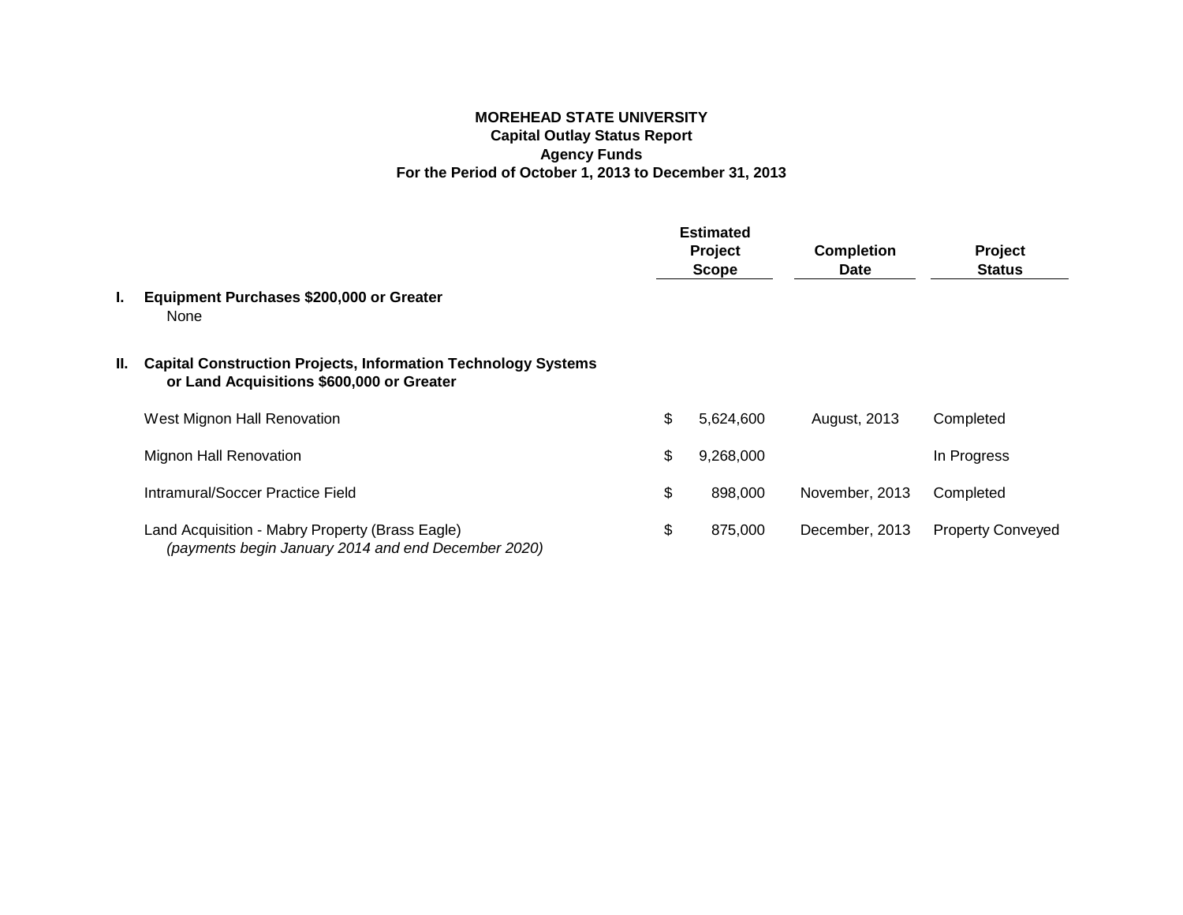# MOREHEAD STATE UNIVERSITY
## Capital Outlay Status Report
## Agency Funds
## For the Period of October 1, 2013 to December 31, 2013

| | Estimated Project Scope | Completion Date | Project Status |
|---|---|---|---|
| **I. Equipment Purchases $200,000 or Greater** | | | |
| None | | | |
| **II. Capital Construction Projects, Information Technology Systems or Land Acquisitions $600,000 or Greater** | | | |
| West Mignon Hall Renovation | $ 5,624,600 | August, 2013 | Completed |
| Mignon Hall Renovation | $ 9,268,000 | | In Progress |
| Intramural/Soccer Practice Field | $ 898,000 | November, 2013 | Completed |
| Land Acquisition - Mabry Property (Brass Eagle) *(payments begin January 2014 and end December 2020)* | $ 875,000 | December, 2013 | Property Conveyed |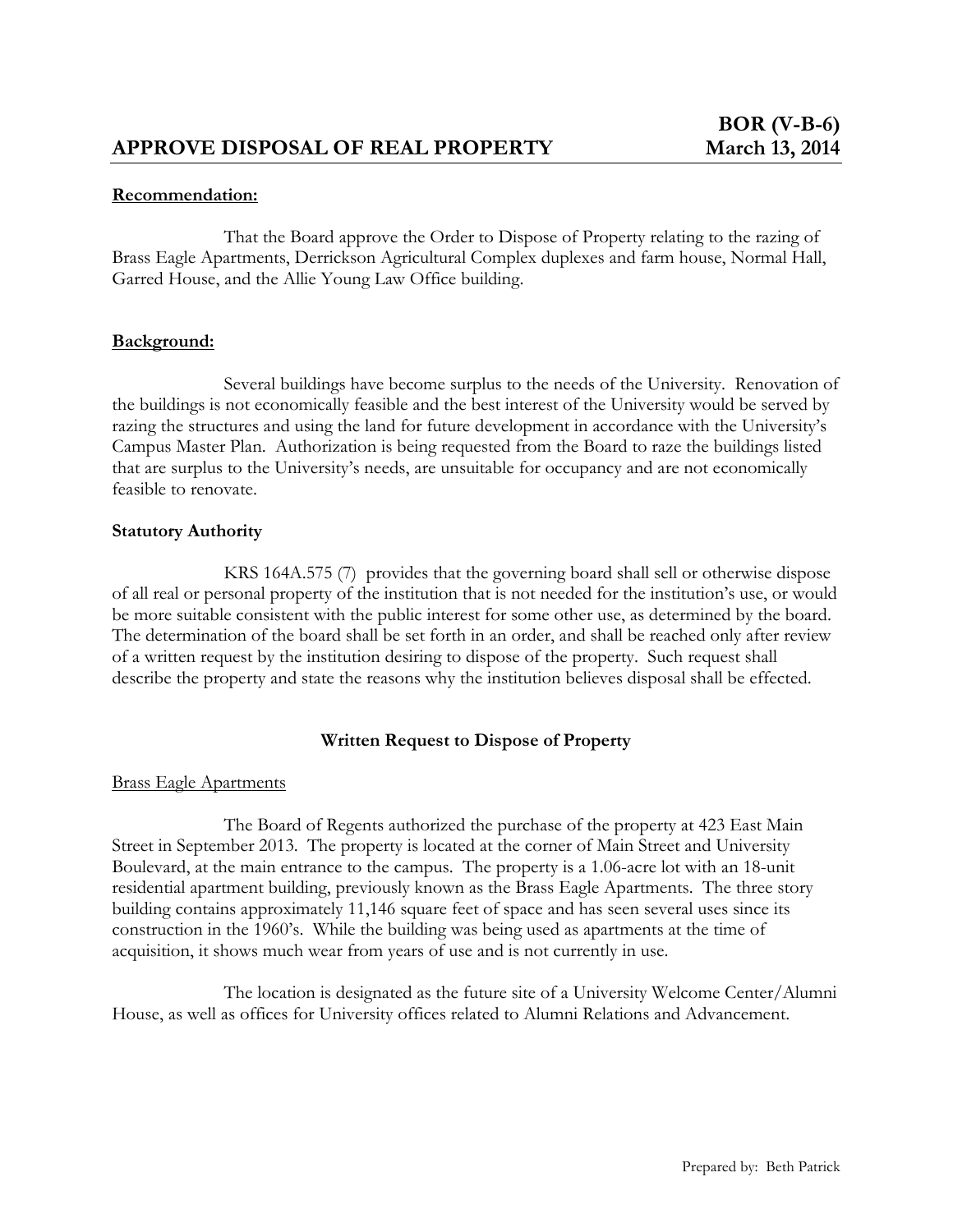# APPROVE DISPOSAL OF REAL PROPERTY

**BOR (V-B-6)**
**March 13, 2014**

**Recommendation:**

That the Board approve the Order to Dispose of Property relating to the razing of Brass Eagle Apartments, Derrickson Agricultural Complex duplexes and farm house, Normal Hall, Garred House, and the Allie Young Law Office building.

**Background:**

Several buildings have become surplus to the needs of the University. Renovation of the buildings is not economically feasible and the best interest of the University would be served by razing the structures and using the land for future development in accordance with the University's Campus Master Plan. Authorization is being requested from the Board to raze the buildings listed that are surplus to the University's needs, are unsuitable for occupancy and are not economically feasible to renovate.

**Statutory Authority**

KRS 164A.575 (7) provides that the governing board shall sell or otherwise dispose of all real or personal property of the institution that is not needed for the institution's use, or would be more suitable consistent with the public interest for some other use, as determined by the board. The determination of the board shall be set forth in an order, and shall be reached only after review of a written request by the institution desiring to dispose of the property. Such request shall describe the property and state the reasons why the institution believes disposal shall be effected.

**Written Request to Dispose of Property**

Brass Eagle Apartments

The Board of Regents authorized the purchase of the property at 423 East Main Street in September 2013. The property is located at the corner of Main Street and University Boulevard, at the main entrance to the campus. The property is a 1.06-acre lot with an 18-unit residential apartment building, previously known as the Brass Eagle Apartments. The three story building contains approximately 11,146 square feet of space and has seen several uses since its construction in the 1960's. While the building was being used as apartments at the time of acquisition, it shows much wear from years of use and is not currently in use.

The location is designated as the future site of a University Welcome Center/Alumni House, as well as offices for University offices related to Alumni Relations and Advancement.

Prepared by: Beth Patrick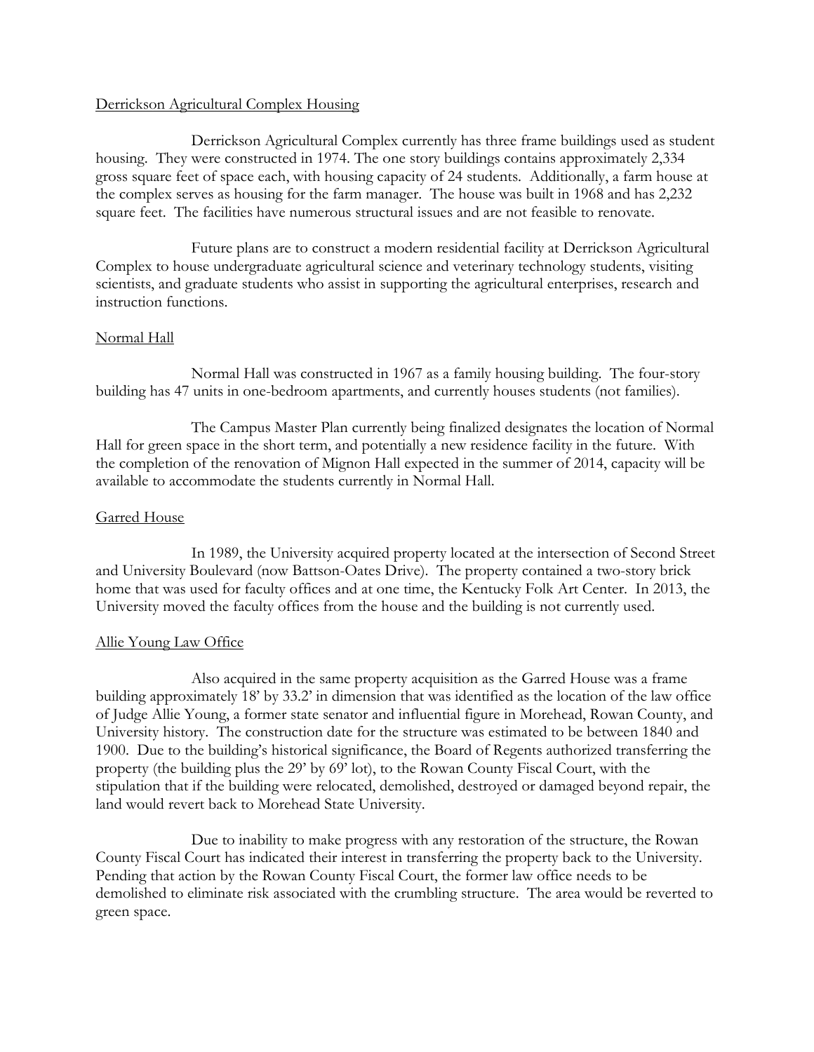Derrickson Agricultural Complex Housing

Derrickson Agricultural Complex currently has three frame buildings used as student housing. They were constructed in 1974. The one story buildings contains approximately 2,334 gross square feet of space each, with housing capacity of 24 students. Additionally, a farm house at the complex serves as housing for the farm manager. The house was built in 1968 and has 2,232 square feet. The facilities have numerous structural issues and are not feasible to renovate.

Future plans are to construct a modern residential facility at Derrickson Agricultural Complex to house undergraduate agricultural science and veterinary technology students, visiting scientists, and graduate students who assist in supporting the agricultural enterprises, research and instruction functions.

Normal Hall

Normal Hall was constructed in 1967 as a family housing building. The four-story building has 47 units in one-bedroom apartments, and currently houses students (not families).

The Campus Master Plan currently being finalized designates the location of Normal Hall for green space in the short term, and potentially a new residence facility in the future. With the completion of the renovation of Mignon Hall expected in the summer of 2014, capacity will be available to accommodate the students currently in Normal Hall.

Garred House

In 1989, the University acquired property located at the intersection of Second Street and University Boulevard (now Battson-Oates Drive). The property contained a two-story brick home that was used for faculty offices and at one time, the Kentucky Folk Art Center. In 2013, the University moved the faculty offices from the house and the building is not currently used.

Allie Young Law Office

Also acquired in the same property acquisition as the Garred House was a frame building approximately 18' by 33.2' in dimension that was identified as the location of the law office of Judge Allie Young, a former state senator and influential figure in Morehead, Rowan County, and University history. The construction date for the structure was estimated to be between 1840 and 1900. Due to the building's historical significance, the Board of Regents authorized transferring the property (the building plus the 29' by 69' lot), to the Rowan County Fiscal Court, with the stipulation that if the building were relocated, demolished, destroyed or damaged beyond repair, the land would revert back to Morehead State University.

Due to inability to make progress with any restoration of the structure, the Rowan County Fiscal Court has indicated their interest in transferring the property back to the University. Pending that action by the Rowan County Fiscal Court, the former law office needs to be demolished to eliminate risk associated with the crumbling structure. The area would be reverted to green space.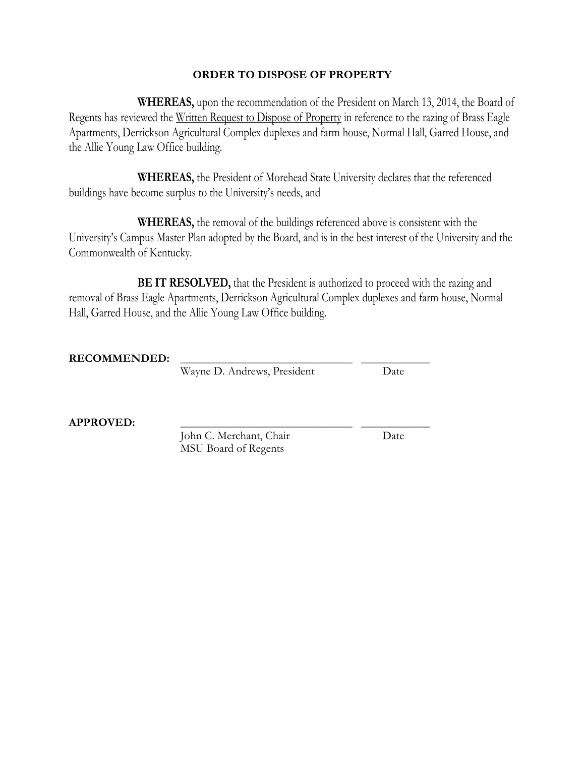## ORDER TO DISPOSE OF PROPERTY

**WHEREAS,** upon the recommendation of the President on March 13, 2014, the Board of Regents has reviewed the Written Request to Dispose of Property in reference to the razing of Brass Eagle Apartments, Derrickson Agricultural Complex duplexes and farm house, Normal Hall, Garred House, and the Allie Young Law Office building.

**WHEREAS,** the President of Morehead State University declares that the referenced buildings have become surplus to the University's needs, and

**WHEREAS,** the removal of the buildings referenced above is consistent with the University's Campus Master Plan adopted by the Board, and is in the best interest of the University and the Commonwealth of Kentucky.

**BE IT RESOLVED,** that the President is authorized to proceed with the razing and removal of Brass Eagle Apartments, Derrickson Agricultural Complex duplexes and farm house, Normal Hall, Garred House, and the Allie Young Law Office building.

**RECOMMENDED:** ______________________________ ____________
Wayne D. Andrews, President Date

**APPROVED:** ______________________________ ____________
John C. Merchant, Chair Date
MSU Board of Regents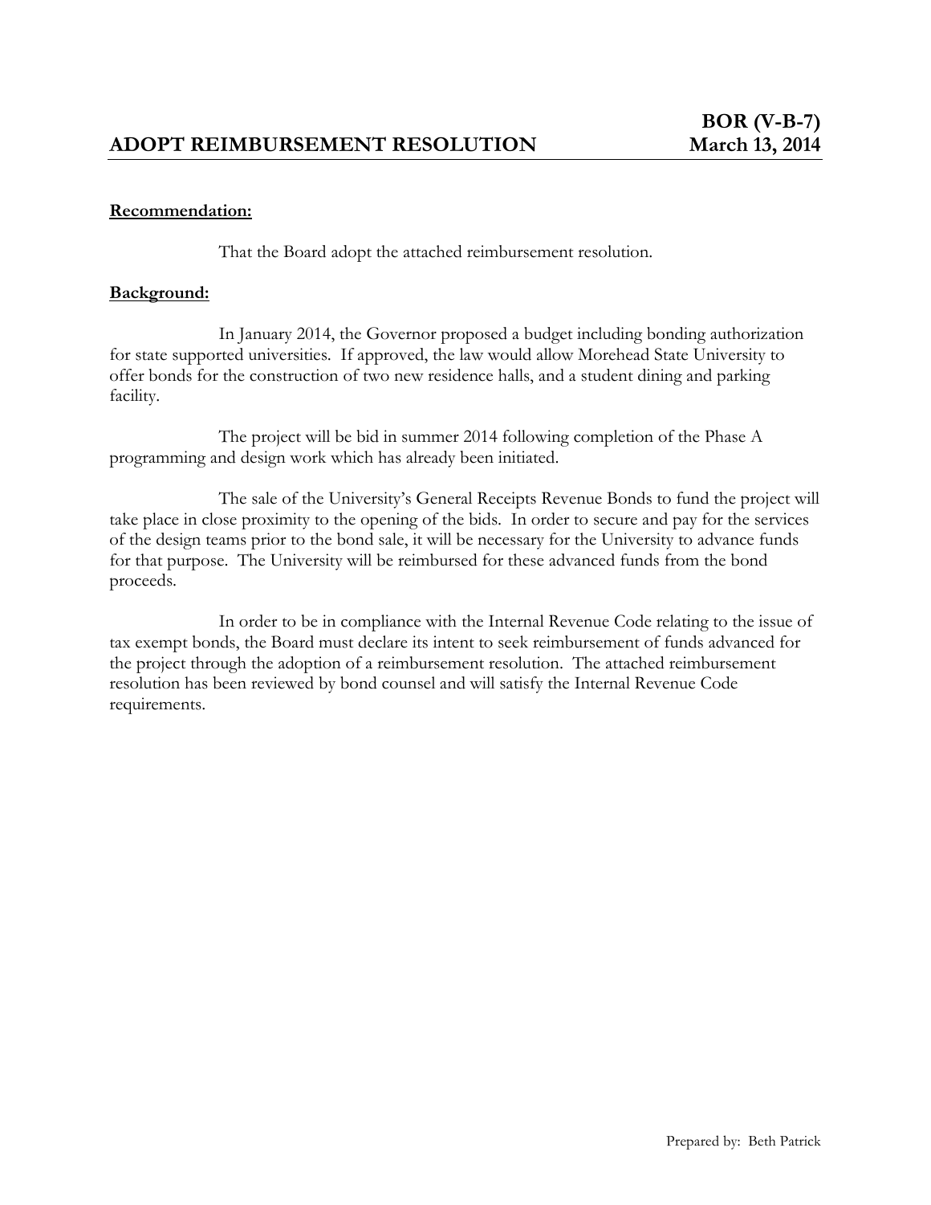# ADOPT REIMBURSEMENT RESOLUTION

**BOR (V-B-7)**
**March 13, 2014**

**Recommendation:**

That the Board adopt the attached reimbursement resolution.

**Background:**

In January 2014, the Governor proposed a budget including bonding authorization for state supported universities. If approved, the law would allow Morehead State University to offer bonds for the construction of two new residence halls, and a student dining and parking facility.

The project will be bid in summer 2014 following completion of the Phase A programming and design work which has already been initiated.

The sale of the University's General Receipts Revenue Bonds to fund the project will take place in close proximity to the opening of the bids. In order to secure and pay for the services of the design teams prior to the bond sale, it will be necessary for the University to advance funds for that purpose. The University will be reimbursed for these advanced funds from the bond proceeds.

In order to be in compliance with the Internal Revenue Code relating to the issue of tax exempt bonds, the Board must declare its intent to seek reimbursement of funds advanced for the project through the adoption of a reimbursement resolution. The attached reimbursement resolution has been reviewed by bond counsel and will satisfy the Internal Revenue Code requirements.

Prepared by: Beth Patrick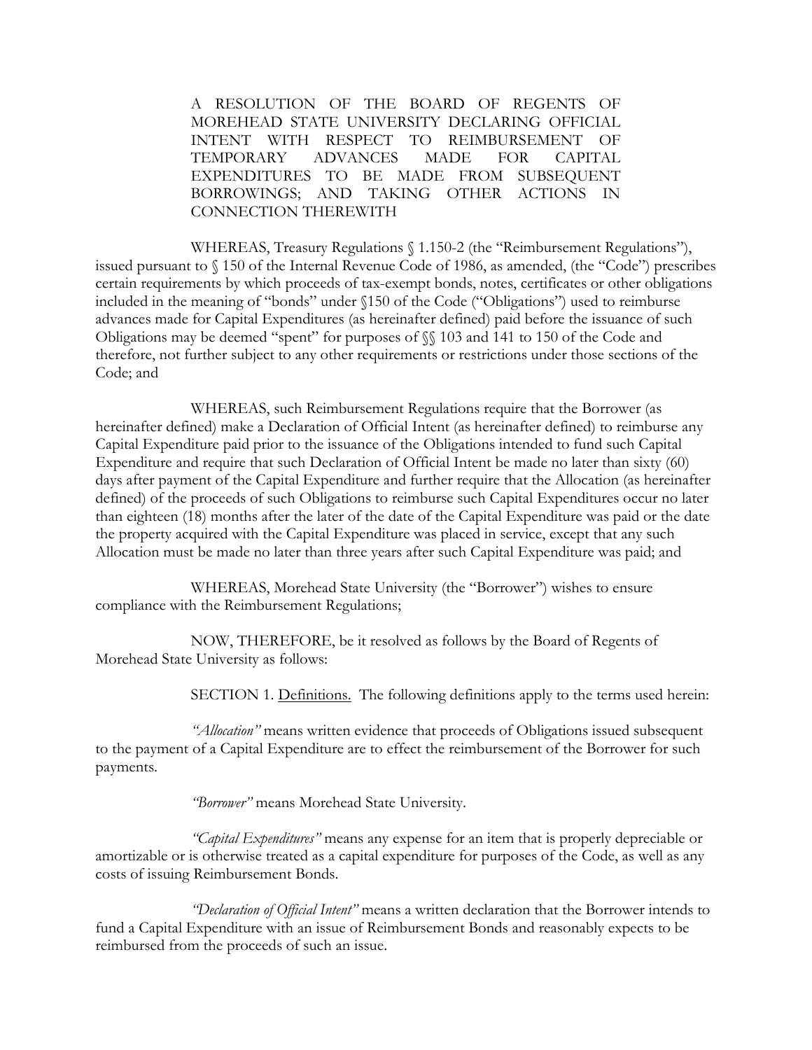A RESOLUTION OF THE BOARD OF REGENTS OF MOREHEAD STATE UNIVERSITY DECLARING OFFICIAL INTENT WITH RESPECT TO REIMBURSEMENT OF TEMPORARY ADVANCES MADE FOR CAPITAL EXPENDITURES TO BE MADE FROM SUBSEQUENT BORROWINGS; AND TAKING OTHER ACTIONS IN CONNECTION THEREWITH

WHEREAS, Treasury Regulations § 1.150-2 (the "Reimbursement Regulations"), issued pursuant to § 150 of the Internal Revenue Code of 1986, as amended, (the "Code") prescribes certain requirements by which proceeds of tax-exempt bonds, notes, certificates or other obligations included in the meaning of "bonds" under §150 of the Code ("Obligations") used to reimburse advances made for Capital Expenditures (as hereinafter defined) paid before the issuance of such Obligations may be deemed "spent" for purposes of §§ 103 and 141 to 150 of the Code and therefore, not further subject to any other requirements or restrictions under those sections of the Code; and

WHEREAS, such Reimbursement Regulations require that the Borrower (as hereinafter defined) make a Declaration of Official Intent (as hereinafter defined) to reimburse any Capital Expenditure paid prior to the issuance of the Obligations intended to fund such Capital Expenditure and require that such Declaration of Official Intent be made no later than sixty (60) days after payment of the Capital Expenditure and further require that the Allocation (as hereinafter defined) of the proceeds of such Obligations to reimburse such Capital Expenditures occur no later than eighteen (18) months after the later of the date of the Capital Expenditure was paid or the date the property acquired with the Capital Expenditure was placed in service, except that any such Allocation must be made no later than three years after such Capital Expenditure was paid; and

WHEREAS, Morehead State University (the "Borrower") wishes to ensure compliance with the Reimbursement Regulations;

NOW, THEREFORE, be it resolved as follows by the Board of Regents of Morehead State University as follows:

SECTION 1. Definitions. The following definitions apply to the terms used herein:

*"Allocation"* means written evidence that proceeds of Obligations issued subsequent to the payment of a Capital Expenditure are to effect the reimbursement of the Borrower for such payments.

*"Borrower"* means Morehead State University.

*"Capital Expenditures"* means any expense for an item that is properly depreciable or amortizable or is otherwise treated as a capital expenditure for purposes of the Code, as well as any costs of issuing Reimbursement Bonds.

*"Declaration of Official Intent"* means a written declaration that the Borrower intends to fund a Capital Expenditure with an issue of Reimbursement Bonds and reasonably expects to be reimbursed from the proceeds of such an issue.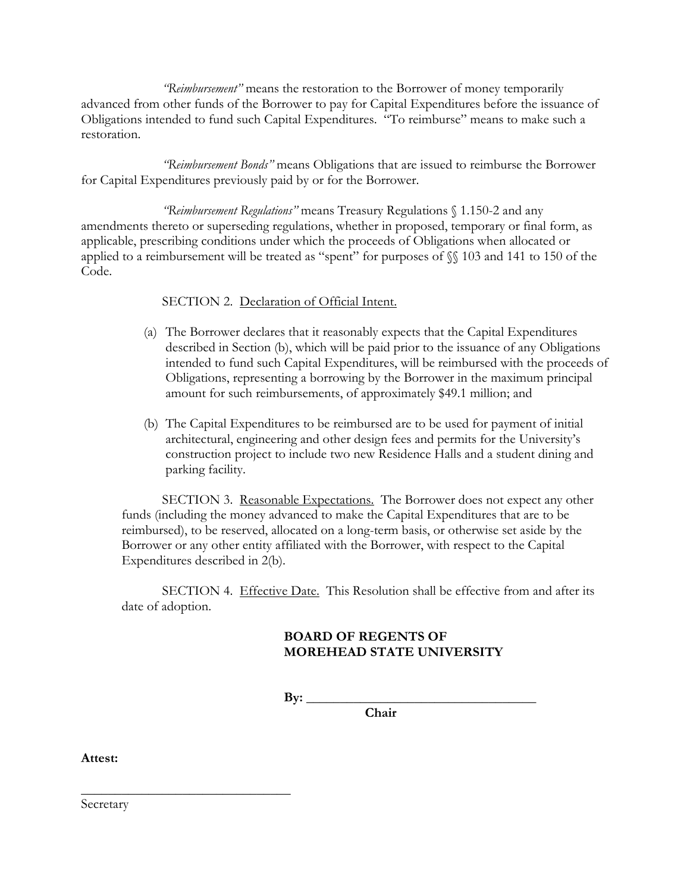*"Reimbursement"* means the restoration to the Borrower of money temporarily advanced from other funds of the Borrower to pay for Capital Expenditures before the issuance of Obligations intended to fund such Capital Expenditures. "To reimburse" means to make such a restoration.

*"Reimbursement Bonds"* means Obligations that are issued to reimburse the Borrower for Capital Expenditures previously paid by or for the Borrower.

*"Reimbursement Regulations"* means Treasury Regulations § 1.150-2 and any amendments thereto or superseding regulations, whether in proposed, temporary or final form, as applicable, prescribing conditions under which the proceeds of Obligations when allocated or applied to a reimbursement will be treated as "spent" for purposes of §§ 103 and 141 to 150 of the Code.

SECTION 2. Declaration of Official Intent.

(a) The Borrower declares that it reasonably expects that the Capital Expenditures described in Section (b), which will be paid prior to the issuance of any Obligations intended to fund such Capital Expenditures, will be reimbursed with the proceeds of Obligations, representing a borrowing by the Borrower in the maximum principal amount for such reimbursements, of approximately $49.1 million; and

(b) The Capital Expenditures to be reimbursed are to be used for payment of initial architectural, engineering and other design fees and permits for the University's construction project to include two new Residence Halls and a student dining and parking facility.

SECTION 3. Reasonable Expectations. The Borrower does not expect any other funds (including the money advanced to make the Capital Expenditures that are to be reimbursed), to be reserved, allocated on a long-term basis, or otherwise set aside by the Borrower or any other entity affiliated with the Borrower, with respect to the Capital Expenditures described in 2(b).

SECTION 4. Effective Date. This Resolution shall be effective from and after its date of adoption.

**BOARD OF REGENTS OF**
**MOREHEAD STATE UNIVERSITY**

**By:** ___________________________________
**Chair**

**Attest:**

_______________________________
Secretary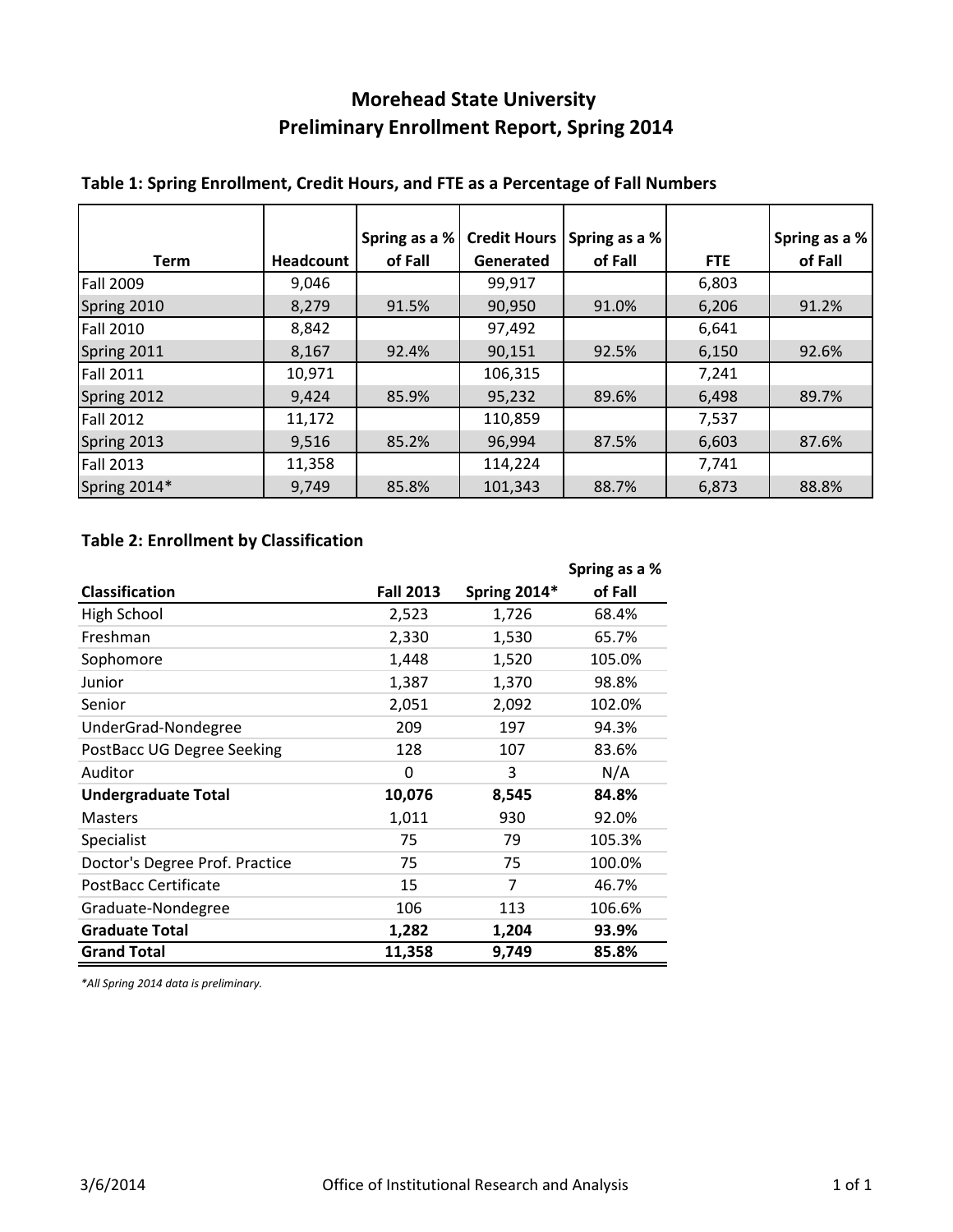# Morehead State University
## Preliminary Enrollment Report, Spring 2014

### Table 1: Spring Enrollment, Credit Hours, and FTE as a Percentage of Fall Numbers

| Term | Headcount | Spring as a % of Fall | Credit Hours Generated | Spring as a % of Fall | FTE | Spring as a % of Fall |
|---|---|---|---|---|---|---|
| Fall 2009 | 9,046 | | 99,917 | | 6,803 | |
| Spring 2010 | 8,279 | 91.5% | 90,950 | 91.0% | 6,206 | 91.2% |
| Fall 2010 | 8,842 | | 97,492 | | 6,641 | |
| Spring 2011 | 8,167 | 92.4% | 90,151 | 92.5% | 6,150 | 92.6% |
| Fall 2011 | 10,971 | | 106,315 | | 7,241 | |
| Spring 2012 | 9,424 | 85.9% | 95,232 | 89.6% | 6,498 | 89.7% |
| Fall 2012 | 11,172 | | 110,859 | | 7,537 | |
| Spring 2013 | 9,516 | 85.2% | 96,994 | 87.5% | 6,603 | 87.6% |
| Fall 2013 | 11,358 | | 114,224 | | 7,741 | |
| Spring 2014* | 9,749 | 85.8% | 101,343 | 88.7% | 6,873 | 88.8% |

### Table 2: Enrollment by Classification

| Classification | Fall 2013 | Spring 2014* | Spring as a % of Fall |
|---|---|---|---|
| High School | 2,523 | 1,726 | 68.4% |
| Freshman | 2,330 | 1,530 | 65.7% |
| Sophomore | 1,448 | 1,520 | 105.0% |
| Junior | 1,387 | 1,370 | 98.8% |
| Senior | 2,051 | 2,092 | 102.0% |
| UnderGrad-Nondegree | 209 | 197 | 94.3% |
| PostBacc UG Degree Seeking | 128 | 107 | 83.6% |
| Auditor | 0 | 3 | N/A |
| **Undergraduate Total** | **10,076** | **8,545** | **84.8%** |
| Masters | 1,011 | 930 | 92.0% |
| Specialist | 75 | 79 | 105.3% |
| Doctor's Degree Prof. Practice | 75 | 75 | 100.0% |
| PostBacc Certificate | 15 | 7 | 46.7% |
| Graduate-Nondegree | 106 | 113 | 106.6% |
| **Graduate Total** | **1,282** | **1,204** | **93.9%** |
| **Grand Total** | **11,358** | **9,749** | **85.8%** |

*\*All Spring 2014 data is preliminary.*

3/6/2014 Office of Institutional Research and Analysis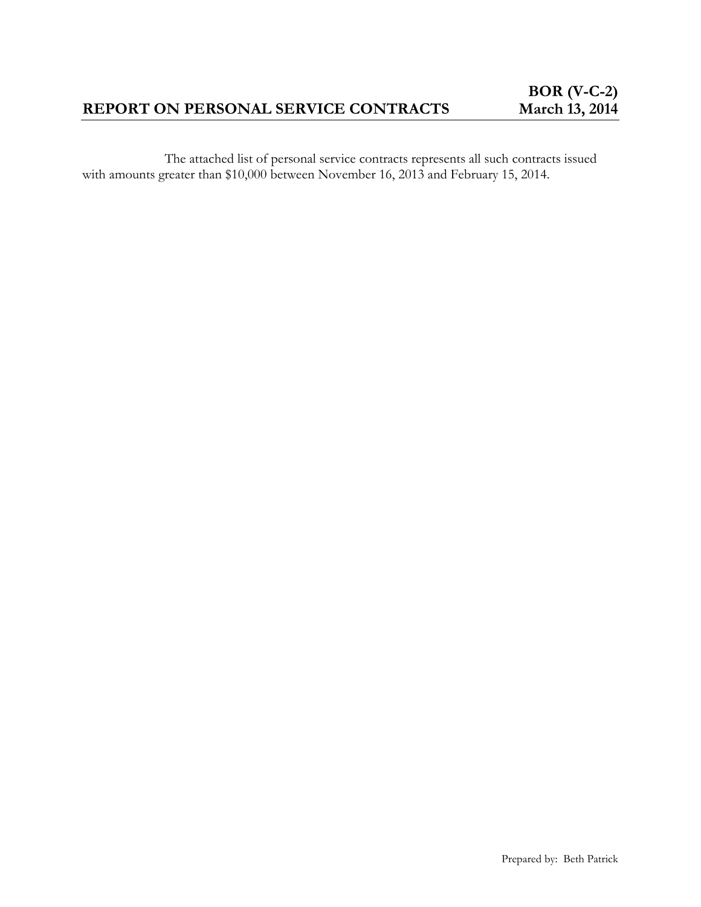# REPORT ON PERSONAL SERVICE CONTRACTS

**BOR (V-C-2)**
**March 13, 2014**

The attached list of personal service contracts represents all such contracts issued with amounts greater than $10,000 between November 16, 2013 and February 15, 2014.

Prepared by: Beth Patrick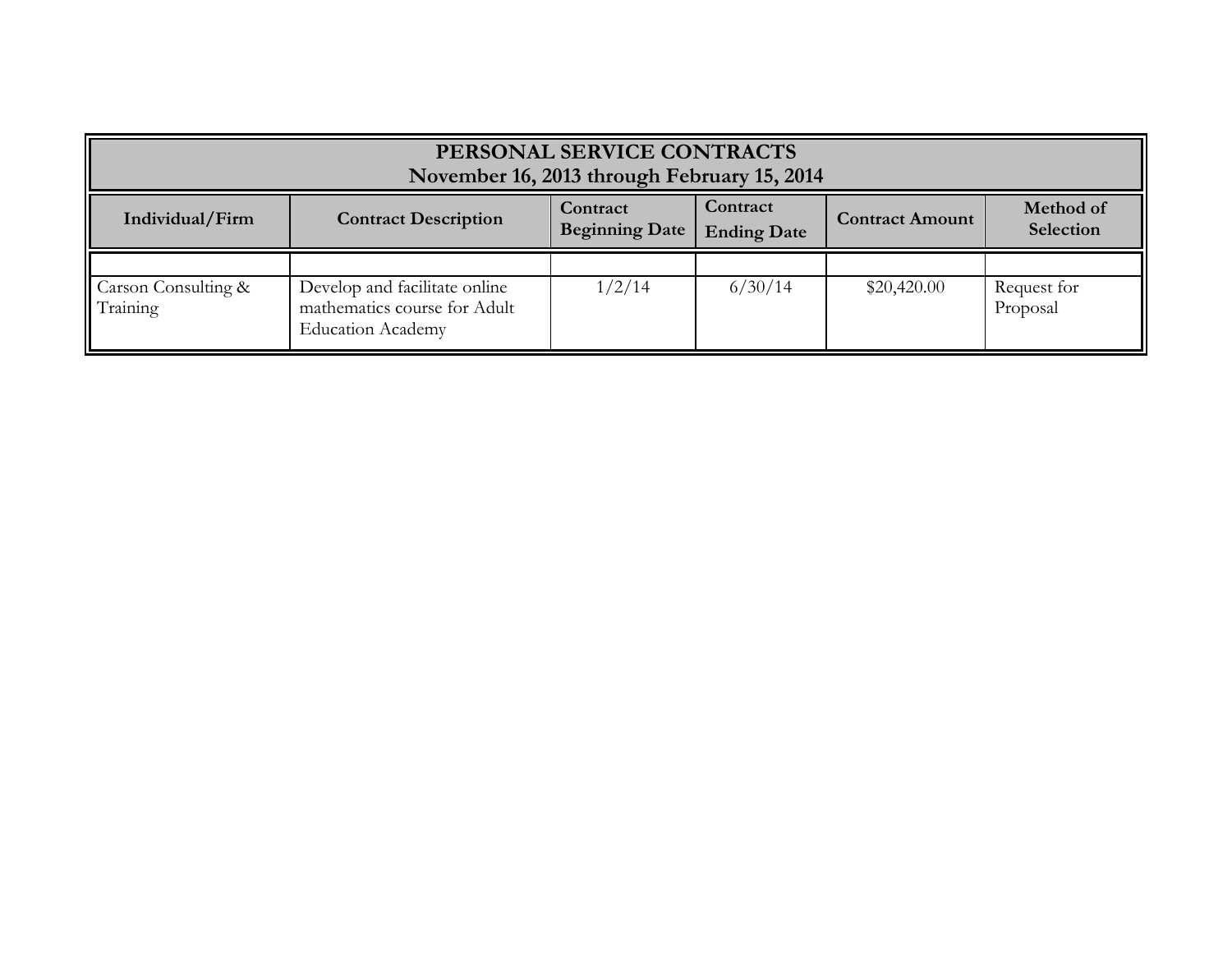## PERSONAL SERVICE CONTRACTS
## November 16, 2013 through February 15, 2014

| Individual/Firm | Contract Description | Contract Beginning Date | Contract Ending Date | Contract Amount | Method of Selection |
|---|---|---|---|---|---|
| | | | | | |
| Carson Consulting & Training | Develop and facilitate online mathematics course for Adult Education Academy | 1/2/14 | 6/30/14 | $20,420.00 | Request for Proposal |